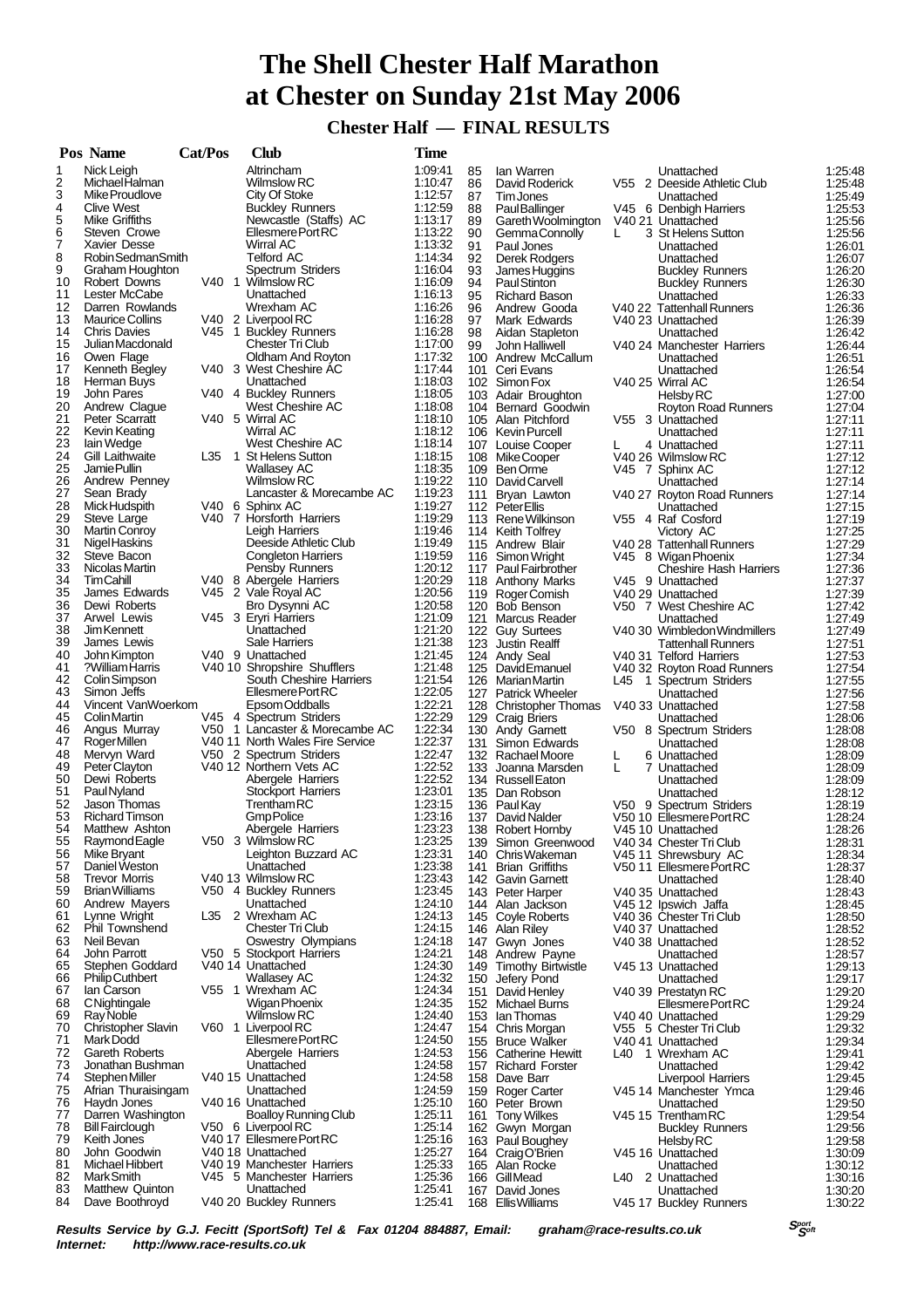# The Shell Chester Half Marathon at Chester on Sunday 21st May 2006

## Chester Half — FINAL RESULTS

| Pos | Name | Cat/Pos | Club | Time |
|---|---|---|---|---|
| 1 | Nick Leigh | | Altrincham | 1:09:41 |
| 2 | Michael Halman | | Wilmslow RC | 1:10:47 |
| 3 | Mike Proudlove | | City Of Stoke | 1:12:57 |
| 4 | Clive West | | Buckley Runners | 1:12:59 |
| 5 | Mike Griffiths | | Newcastle (Staffs) AC | 1:13:17 |
| 6 | Steven Crowe | | Ellesmere Port RC | 1:13:22 |
| 7 | Xavier Desse | | Wirral AC | 1:13:32 |
| 8 | Robin Sedman Smith | | Telford AC | 1:14:34 |
| 9 | Graham Houghton | | Spectrum Striders | 1:16:04 |
| 10 | Robert Downs | V40 1 | Wilmslow RC | 1:16:09 |
| 11 | Lester McCabe | | Unattached | 1:16:13 |
| 12 | Darren Rowlands | | Wrexham AC | 1:16:26 |
| 13 | Maurice Collins | V40 2 | Liverpool RC | 1:16:28 |
| 14 | Chris Davies | V45 1 | Buckley Runners | 1:16:28 |
| 15 | Julian Macdonald | | Chester Tri Club | 1:17:00 |
| 16 | Owen Flage | | Oldham And Royton | 1:17:32 |
| 17 | Kenneth Begley | V40 3 | West Cheshire AC | 1:17:44 |
| 18 | Herman Buys | | Unattached | 1:18:03 |
| 19 | John Pares | V40 4 | Buckley Runners | 1:18:05 |
| 20 | Andrew Clague | | West Cheshire AC | 1:18:08 |
| 21 | Peter Scarratt | V40 5 | Wirral AC | 1:18:10 |
| 22 | Kevin Keating | | Wirral AC | 1:18:12 |
| 23 | Iain Wedge | | West Cheshire AC | 1:18:14 |
| 24 | Gill Laithwaite | L35 1 | St Helens Sutton | 1:18:15 |
| 25 | Jamie Pullin | | Wallasey AC | 1:18:35 |
| 26 | Andrew Penney | | Wilmslow RC | 1:19:22 |
| 27 | Sean Brady | | Lancaster & Morecambe AC | 1:19:23 |
| 28 | Mick Hudspith | V40 6 | Sphinx AC | 1:19:27 |
| 29 | Steve Large | V40 7 | Horsforth Harriers | 1:19:29 |
| 30 | Martin Conroy | | Leigh Harriers | 1:19:46 |
| 31 | Nigel Haskins | | Deeside Athletic Club | 1:19:49 |
| 32 | Steve Bacon | | Congleton Harriers | 1:19:59 |
| 33 | Nicolas Martin | | Pensby Runners | 1:20:12 |
| 34 | Tim Cahill | V40 8 | Abergele Harriers | 1:20:29 |
| 35 | James Edwards | V45 2 | Vale Royal AC | 1:20:56 |
| 36 | Dewi Roberts | | Bro Dysynni AC | 1:20:58 |
| 37 | Arwel Lewis | V45 3 | Eryri Harriers | 1:21:09 |
| 38 | Jim Kennett | | Unattached | 1:21:20 |
| 39 | James Lewis | | Sale Harriers | 1:21:38 |
| 40 | John Kimpton | V40 9 | Unattached | 1:21:45 |
| 41 | ?William Harris | V40 10 | Shropshire Shufflers | 1:21:48 |
| 42 | Colin Simpson | | South Cheshire Harriers | 1:21:54 |
| 43 | Simon Jeffs | | Ellesmere Port RC | 1:22:05 |
| 44 | Vincent VanWoerkom | | Epsom Oddballs | 1:22:21 |
| 45 | Colin Martin | V45 4 | Spectrum Striders | 1:22:29 |
| 46 | Angus Murray | V50 1 | Lancaster & Morecambe AC | 1:22:34 |
| 47 | Roger Millen | V40 11 | North Wales Fire Service | 1:22:37 |
| 48 | Mervyn Ward | V50 2 | Spectrum Striders | 1:22:47 |
| 49 | Peter Clayton | V40 12 | Northern Vets AC | 1:22:52 |
| 50 | Dewi Roberts | | Abergele Harriers | 1:22:52 |
| 51 | Paul Nyland | | Stockport Harriers | 1:23:01 |
| 52 | Jason Thomas | | Trentham RC | 1:23:15 |
| 53 | Richard Timson | | Gmp Police | 1:23:16 |
| 54 | Matthew Ashton | | Abergele Harriers | 1:23:23 |
| 55 | Raymond Eagle | V50 3 | Wilmslow RC | 1:23:25 |
| 56 | Mike Bryant | | Leighton Buzzard AC | 1:23:31 |
| 57 | Daniel Weston | | Unattached | 1:23:38 |
| 58 | Trevor Morris | V40 13 | Wilmslow RC | 1:23:43 |
| 59 | Brian Williams | V50 4 | Buckley Runners | 1:23:45 |
| 60 | Andrew Mayers | | Unattached | 1:24:10 |
| 61 | Lynne Wright | L35 2 | Wrexham AC | 1:24:13 |
| 62 | Phil Townshend | | Chester Tri Club | 1:24:15 |
| 63 | Neil Bevan | | Oswestry Olympians | 1:24:18 |
| 64 | John Parrott | V50 5 | Stockport Harriers | 1:24:21 |
| 65 | Stephen Goddard | V40 14 | Unattached | 1:24:30 |
| 66 | Philip Cuthbert | | Wallasey AC | 1:24:32 |
| 67 | Ian Carson | V55 1 | Wrexham AC | 1:24:34 |
| 68 | C Nightingale | | Wigan Phoenix | 1:24:35 |
| 69 | Ray Noble | | Wilmslow RC | 1:24:40 |
| 70 | Christopher Slavin | V60 1 | Liverpool RC | 1:24:47 |
| 71 | Mark Dodd | | Ellesmere Port RC | 1:24:50 |
| 72 | Gareth Roberts | | Abergele Harriers | 1:24:53 |
| 73 | Jonathan Bushman | | Unattached | 1:24:58 |
| 74 | Stephen Miller | V40 15 | Unattached | 1:24:58 |
| 75 | Afrian Thuraisingam | | Unattached | 1:24:59 |
| 76 | Haydn Jones | V40 16 | Unattached | 1:25:10 |
| 77 | Darren Washington | | Boalloy Running Club | 1:25:11 |
| 78 | Bill Fairclough | V50 6 | Liverpool RC | 1:25:14 |
| 79 | Keith Jones | V40 17 | Ellesmere Port RC | 1:25:16 |
| 80 | John Goodwin | V40 18 | Unattached | 1:25:27 |
| 81 | Michael Hibbert | V40 19 | Manchester Harriers | 1:25:33 |
| 82 | Mark Smith | V45 5 | Manchester Harriers | 1:25:36 |
| 83 | Matthew Quinton | | Unattached | 1:25:41 |
| 84 | Dave Boothroyd | V40 20 | Buckley Runners | 1:25:41 |
| 85 | Ian Warren | | Unattached | 1:25:48 |
| 86 | David Roderick | V55 2 | Deeside Athletic Club | 1:25:48 |
| 87 | Tim Jones | | Unattached | 1:25:49 |
| 88 | Paul Ballinger | V45 6 | Denbigh Harriers | 1:25:53 |
| 89 | Gareth Woolmington | V40 21 | Unattached | 1:25:56 |
| 90 | Gemma Connolly | L 3 | St Helens Sutton | 1:25:56 |
| 91 | Paul Jones | | Unattached | 1:26:01 |
| 92 | Derek Rodgers | | Unattached | 1:26:07 |
| 93 | James Huggins | | Buckley Runners | 1:26:20 |
| 94 | Paul Stinton | | Buckley Runners | 1:26:30 |
| 95 | Richard Bason | | Unattached | 1:26:33 |
| 96 | Andrew Gooda | V40 22 | Tattenhall Runners | 1:26:36 |
| 97 | Mark Edwards | V40 23 | Unattached | 1:26:39 |
| 98 | Aidan Stapleton | | Unattached | 1:26:42 |
| 99 | John Halliwell | V40 24 | Manchester Harriers | 1:26:44 |
| 100 | Andrew McCallum | | Unattached | 1:26:51 |
| 101 | Ceri Evans | | Unattached | 1:26:54 |
| 102 | Simon Fox | V40 25 | Wirral AC | 1:26:54 |
| 103 | Adair Broughton | | Helsby RC | 1:27:00 |
| 104 | Bernard Goodwin | | Royton Road Runners | 1:27:04 |
| 105 | Alan Pitchford | V55 3 | Unattached | 1:27:11 |
| 106 | Kevin Purcell | | Unattached | 1:27:11 |
| 107 | Louise Cooper | L 4 | Unattached | 1:27:11 |
| 108 | Mike Cooper | V40 26 | Wilmslow RC | 1:27:12 |
| 109 | Ben Orme | V45 7 | Sphinx AC | 1:27:12 |
| 110 | David Carvell | | Unattached | 1:27:14 |
| 111 | Bryan Lawton | V40 27 | Royton Road Runners | 1:27:14 |
| 112 | Peter Ellis | | Unattached | 1:27:15 |
| 113 | Rene Wilkinson | V55 4 | Raf Cosford | 1:27:19 |
| 114 | Keith Tolfrey | | Victory AC | 1:27:25 |
| 115 | Andrew Blair | V40 28 | Tattenhall Runners | 1:27:29 |
| 116 | Simon Wright | V45 8 | Wigan Phoenix | 1:27:34 |
| 117 | Paul Fairbrother | | Cheshire Hash Harriers | 1:27:36 |
| 118 | Anthony Marks | V45 9 | Unattached | 1:27:37 |
| 119 | Roger Comish | V40 29 | Unattached | 1:27:39 |
| 120 | Bob Benson | V50 7 | West Cheshire AC | 1:27:42 |
| 121 | Marcus Reader | | Unattached | 1:27:49 |
| 122 | Guy Surtees | V40 30 | Wimbledon Windmillers | 1:27:49 |
| 123 | Justin Realff | | Tattenhall Runners | 1:27:51 |
| 124 | Andy Seal | V40 31 | Telford Harriers | 1:27:53 |
| 125 | David Emanuel | V40 32 | Royton Road Runners | 1:27:54 |
| 126 | Marian Martin | L45 1 | Spectrum Striders | 1:27:55 |
| 127 | Patrick Wheeler | | Unattached | 1:27:56 |
| 128 | Christopher Thomas | V40 33 | Unattached | 1:27:58 |
| 129 | Craig Briers | | Unattached | 1:28:06 |
| 130 | Andy Garnett | V50 8 | Spectrum Striders | 1:28:08 |
| 131 | Simon Edwards | | Unattached | 1:28:08 |
| 132 | Rachael Moore | L 6 | Unattached | 1:28:09 |
| 133 | Joanna Marsden | L 7 | Unattached | 1:28:09 |
| 134 | Russell Eaton | | Unattached | 1:28:09 |
| 135 | Dan Robson | | Unattached | 1:28:12 |
| 136 | Paul Kay | V50 9 | Spectrum Striders | 1:28:19 |
| 137 | David Nalder | V50 10 | Ellesmere Port RC | 1:28:24 |
| 138 | Robert Hornby | V45 10 | Unattached | 1:28:26 |
| 139 | Simon Greenwood | V40 34 | Chester Tri Club | 1:28:31 |
| 140 | Chris Wakeman | V45 11 | Shrewsbury AC | 1:28:34 |
| 141 | Brian Griffiths | V50 11 | Ellesmere Port RC | 1:28:37 |
| 142 | Gavin Garnett | | Unattached | 1:28:40 |
| 143 | Peter Harper | V40 35 | Unattached | 1:28:43 |
| 144 | Alan Jackson | V45 12 | Ipswich Jaffa | 1:28:45 |
| 145 | Coyle Roberts | V40 36 | Chester Tri Club | 1:28:50 |
| 146 | Alan Riley | V40 37 | Unattached | 1:28:52 |
| 147 | Gwyn Jones | V40 38 | Unattached | 1:28:52 |
| 148 | Andrew Payne | | Unattached | 1:28:57 |
| 149 | Timothy Birtwistle | V45 13 | Unattached | 1:29:13 |
| 150 | Jefery Pond | | Unattached | 1:29:17 |
| 151 | David Henley | V40 39 | Prestatyn RC | 1:29:20 |
| 152 | Michael Burns | | Ellesmere Port RC | 1:29:24 |
| 153 | Ian Thomas | V40 40 | Unattached | 1:29:29 |
| 154 | Chris Morgan | V55 5 | Chester Tri Club | 1:29:32 |
| 155 | Bruce Walker | V40 41 | Unattached | 1:29:34 |
| 156 | Catherine Hewitt | L40 1 | Wrexham AC | 1:29:41 |
| 157 | Richard Forster | | Unattached | 1:29:42 |
| 158 | Dave Barr | | Liverpool Harriers | 1:29:45 |
| 159 | Roger Carter | V45 14 | Manchester Ymca | 1:29:46 |
| 160 | Peter Brown | | Unattached | 1:29:50 |
| 161 | Tony Wilkes | V45 15 | Trentham RC | 1:29:54 |
| 162 | Gwyn Morgan | | Buckley Runners | 1:29:56 |
| 163 | Paul Boughey | | Helsby RC | 1:29:58 |
| 164 | Craig O'Brien | V45 16 | Unattached | 1:30:09 |
| 165 | Alan Rocke | | Unattached | 1:30:12 |
| 166 | Gill Mead | L40 2 | Unattached | 1:30:16 |
| 167 | David Jones | | Unattached | 1:30:20 |
| 168 | Ellis Williams | V45 17 | Buckley Runners | 1:30:22 |

***Results Service by G.J. Fecitt (SportSoft) Tel & Fax 01204 884887, Email: graham@race-results.co.uk***
***Internet: http://www.race-results.co.uk***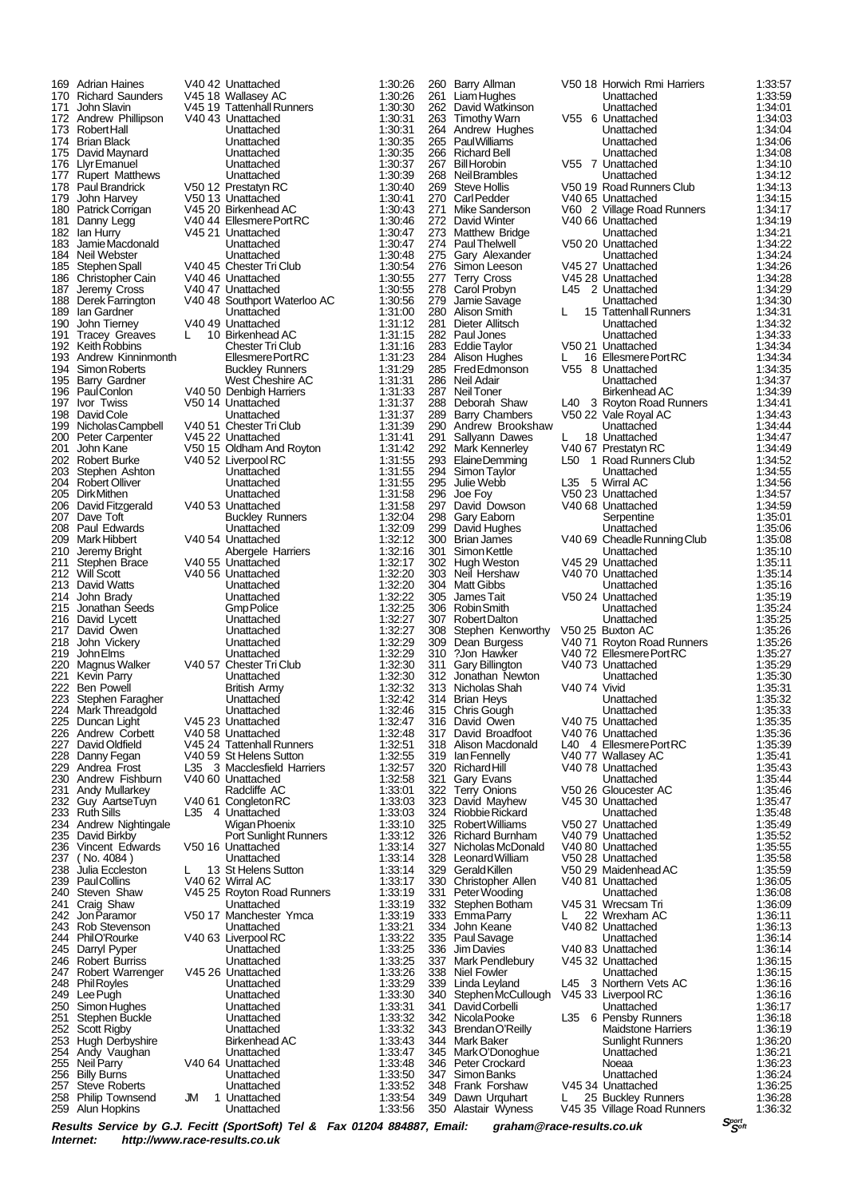| Pos | Name | Cat | Club | Time |
|---|---|---|---|---|
| 169 | Adrian Haines | V40 42 | Unattached | 1:30:26 |
| 170 | Richard Saunders | V45 18 | Wallasey AC | 1:30:26 |
| 171 | John Slavin | V45 19 | Tattenhall Runners | 1:30:30 |
| 172 | Andrew Phillipson | V40 43 | Unattached | 1:30:31 |
| 173 | Robert Hall | | Unattached | 1:30:31 |
| 174 | Brian Black | | Unattached | 1:30:35 |
| 175 | David Maynard | | Unattached | 1:30:35 |
| 176 | Llyr Emanuel | | Unattached | 1:30:37 |
| 177 | Rupert Matthews | | Unattached | 1:30:39 |
| 178 | Paul Brandrick | V50 12 | Prestatyn RC | 1:30:40 |
| 179 | John Harvey | V50 13 | Unattached | 1:30:41 |
| 180 | Patrick Corrigan | V45 20 | Birkenhead AC | 1:30:43 |
| 181 | Danny Legg | V40 44 | Ellesmere Port RC | 1:30:46 |
| 182 | Ian Hurry | V45 21 | Unattached | 1:30:47 |
| 183 | Jamie Macdonald | | Unattached | 1:30:47 |
| 184 | Neil Webster | | Unattached | 1:30:48 |
| 185 | Stephen Spall | V40 45 | Chester Tri Club | 1:30:54 |
| 186 | Christopher Cain | V40 46 | Unattached | 1:30:55 |
| 187 | Jeremy Cross | V40 47 | Unattached | 1:30:55 |
| 188 | Derek Farrington | V40 48 | Southport Waterloo AC | 1:30:56 |
| 189 | Ian Gardner | | Unattached | 1:31:00 |
| 190 | John Tierney | V40 49 | Unattached | 1:31:12 |
| 191 | Tracey Greaves | L 10 | Birkenhead AC | 1:31:15 |
| 192 | Keith Robbins | | Chester Tri Club | 1:31:16 |
| 193 | Andrew Kinninmonth | | Ellesmere Port RC | 1:31:23 |
| 194 | Simon Roberts | | Buckley Runners | 1:31:29 |
| 195 | Barry Gardner | | West Cheshire AC | 1:31:31 |
| 196 | Paul Conlon | V40 50 | Denbigh Harriers | 1:31:33 |
| 197 | Ivor Twiss | V50 14 | Unattached | 1:31:37 |
| 198 | David Cole | | Unattached | 1:31:37 |
| 199 | Nicholas Campbell | V40 51 | Chester Tri Club | 1:31:39 |
| 200 | Peter Carpenter | V45 22 | Unattached | 1:31:41 |
| 201 | John Kane | V50 15 | Oldham And Royton | 1:31:42 |
| 202 | Robert Burke | V40 52 | Liverpool RC | 1:31:55 |
| 203 | Stephen Ashton | | Unattached | 1:31:55 |
| 204 | Robert Olliver | | Unattached | 1:31:55 |
| 205 | Dirk Mithen | | Unattached | 1:31:58 |
| 206 | David Fitzgerald | V40 53 | Unattached | 1:31:58 |
| 207 | Dave Toft | | Buckley Runners | 1:32:04 |
| 208 | Paul Edwards | | Unattached | 1:32:09 |
| 209 | Mark Hibbert | V40 54 | Unattached | 1:32:12 |
| 210 | Jeremy Bright | | Abergele Harriers | 1:32:16 |
| 211 | Stephen Brace | V40 55 | Unattached | 1:32:17 |
| 212 | Will Scott | V40 56 | Unattached | 1:32:20 |
| 213 | David Watts | | Unattached | 1:32:20 |
| 214 | John Brady | | Unattached | 1:32:22 |
| 215 | Jonathan Seeds | | Gmp Police | 1:32:25 |
| 216 | David Lycett | | Unattached | 1:32:27 |
| 217 | David Owen | | Unattached | 1:32:27 |
| 218 | John Vickery | | Unattached | 1:32:29 |
| 219 | John Elms | | Unattached | 1:32:29 |
| 220 | Magnus Walker | V40 57 | Chester Tri Club | 1:32:30 |
| 221 | Kevin Parry | | Unattached | 1:32:30 |
| 222 | Ben Powell | | British Army | 1:32:32 |
| 223 | Stephen Faragher | | Unattached | 1:32:42 |
| 224 | Mark Threadgold | | Unattached | 1:32:46 |
| 225 | Duncan Light | V45 23 | Unattached | 1:32:47 |
| 226 | Andrew Corbett | V40 58 | Unattached | 1:32:48 |
| 227 | David Oldfield | V45 24 | Tattenhall Runners | 1:32:51 |
| 228 | Danny Fegan | V40 59 | St Helens Sutton | 1:32:55 |
| 229 | Andrea Frost | L35 3 | Macclesfield Harriers | 1:32:57 |
| 230 | Andrew Fishburn | V40 60 | Unattached | 1:32:58 |
| 231 | Andy Mullarkey | | Radcliffe AC | 1:33:01 |
| 232 | Guy Aartse Tuyn | V40 61 | Congleton RC | 1:33:03 |
| 233 | Ruth Sills | L35 4 | Unattached | 1:33:03 |
| 234 | Andrew Nightingale | | Wigan Phoenix | 1:33:10 |
| 235 | David Birkby | | Port Sunlight Runners | 1:33:12 |
| 236 | Vincent Edwards | V50 16 | Unattached | 1:33:14 |
| 237 | ( No. 4084 ) | | Unattached | 1:33:14 |
| 238 | Julia Eccleston | L 13 | St Helens Sutton | 1:33:14 |
| 239 | Paul Collins | V40 62 | Wirral AC | 1:33:17 |
| 240 | Steven Shaw | V45 25 | Royton Road Runners | 1:33:19 |
| 241 | Craig Shaw | | Unattached | 1:33:19 |
| 242 | Jon Paramor | V50 17 | Manchester Ymca | 1:33:19 |
| 243 | Rob Stevenson | | Unattached | 1:33:21 |
| 244 | Phil O'Rourke | V40 63 | Liverpool RC | 1:33:22 |
| 245 | Darryl Pyper | | Unattached | 1:33:25 |
| 246 | Robert Burriss | | Unattached | 1:33:25 |
| 247 | Robert Warrenger | V45 26 | Unattached | 1:33:26 |
| 248 | Phil Royles | | Unattached | 1:33:29 |
| 249 | Lee Pugh | | Unattached | 1:33:30 |
| 250 | Simon Hughes | | Unattached | 1:33:31 |
| 251 | Stephen Buckle | | Unattached | 1:33:32 |
| 252 | Scott Rigby | | Unattached | 1:33:32 |
| 253 | Hugh Derbyshire | | Birkenhead AC | 1:33:43 |
| 254 | Andy Vaughan | | Unattached | 1:33:47 |
| 255 | Neil Parry | V40 64 | Unattached | 1:33:48 |
| 256 | Billy Burns | | Unattached | 1:33:50 |
| 257 | Steve Roberts | | Unattached | 1:33:52 |
| 258 | Philip Townsend | JM 1 | Unattached | 1:33:54 |
| 259 | Alun Hopkins | | Unattached | 1:33:56 |
| 260 | Barry Allman | V50 18 | Horwich Rmi Harriers | 1:33:57 |
| 261 | Liam Hughes | | Unattached | 1:33:59 |
| 262 | David Watkinson | | Unattached | 1:34:01 |
| 263 | Timothy Warn | V55 6 | Unattached | 1:34:03 |
| 264 | Andrew Hughes | | Unattached | 1:34:04 |
| 265 | Paul Williams | | Unattached | 1:34:06 |
| 266 | Richard Bell | | Unattached | 1:34:08 |
| 267 | Bill Horobin | V55 7 | Unattached | 1:34:10 |
| 268 | Neil Brambles | | Unattached | 1:34:12 |
| 269 | Steve Hollis | V50 19 | Road Runners Club | 1:34:13 |
| 270 | Carl Pedder | V40 65 | Unattached | 1:34:15 |
| 271 | Mike Sanderson | V60 2 | Village Road Runners | 1:34:17 |
| 272 | David Winter | V40 66 | Unattached | 1:34:19 |
| 273 | Matthew Bridge | | Unattached | 1:34:21 |
| 274 | Paul Thelwell | V50 20 | Unattached | 1:34:22 |
| 275 | Gary Alexander | | Unattached | 1:34:24 |
| 276 | Simon Leeson | V45 27 | Unattached | 1:34:26 |
| 277 | Terry Cross | V45 28 | Unattached | 1:34:28 |
| 278 | Carol Probyn | L45 2 | Unattached | 1:34:29 |
| 279 | Jamie Savage | | Unattached | 1:34:30 |
| 280 | Alison Smith | L 15 | Tattenhall Runners | 1:34:31 |
| 281 | Dieter Allitsch | | Unattached | 1:34:32 |
| 282 | Paul Jones | | Unattached | 1:34:33 |
| 283 | Eddie Taylor | V50 21 | Unattached | 1:34:34 |
| 284 | Alison Hughes | L 16 | Ellesmere Port RC | 1:34:34 |
| 285 | Fred Edmonson | V55 8 | Unattached | 1:34:35 |
| 286 | Neil Adair | | Unattached | 1:34:37 |
| 287 | Neil Toner | | Birkenhead AC | 1:34:39 |
| 288 | Deborah Shaw | L40 3 | Royton Road Runners | 1:34:41 |
| 289 | Barry Chambers | V50 22 | Vale Royal AC | 1:34:43 |
| 290 | Andrew Brookshaw | | Unattached | 1:34:44 |
| 291 | Sallyann Dawes | L 18 | Unattached | 1:34:47 |
| 292 | Mark Kennerley | V40 67 | Prestatyn RC | 1:34:49 |
| 293 | Elaine Demming | L50 1 | Road Runners Club | 1:34:52 |
| 294 | Simon Taylor | | Unattached | 1:34:55 |
| 295 | Julie Webb | L35 5 | Wirral AC | 1:34:56 |
| 296 | Joe Foy | V50 23 | Unattached | 1:34:57 |
| 297 | David Dowson | V40 68 | Unattached | 1:34:59 |
| 298 | Gary Eaborn | | Serpentine | 1:35:01 |
| 299 | David Hughes | | Unattached | 1:35:06 |
| 300 | Brian James | V40 69 | Cheadle Running Club | 1:35:08 |
| 301 | Simon Kettle | | Unattached | 1:35:10 |
| 302 | Hugh Weston | V45 29 | Unattached | 1:35:11 |
| 303 | Neil Hershaw | V40 70 | Unattached | 1:35:14 |
| 304 | Matt Gibbs | | Unattached | 1:35:16 |
| 305 | James Tait | V50 24 | Unattached | 1:35:19 |
| 306 | Robin Smith | | Unattached | 1:35:24 |
| 307 | Robert Dalton | | Unattached | 1:35:25 |
| 308 | Stephen Kenworthy | V50 25 | Buxton AC | 1:35:26 |
| 309 | Dean Burgess | V40 71 | Royton Road Runners | 1:35:26 |
| 310 | ?Jon Hawker | V40 72 | Ellesmere Port RC | 1:35:27 |
| 311 | Gary Billington | V40 73 | Unattached | 1:35:29 |
| 312 | Jonathan Newton | | Unattached | 1:35:30 |
| 313 | Nicholas Shah | V40 74 | Vivid | 1:35:31 |
| 314 | Brian Heys | | Unattached | 1:35:32 |
| 315 | Chris Gough | | Unattached | 1:35:33 |
| 316 | David Owen | V40 75 | Unattached | 1:35:35 |
| 317 | David Broadfoot | V40 76 | Unattached | 1:35:36 |
| 318 | Alison Macdonald | L40 4 | Ellesmere Port RC | 1:35:39 |
| 319 | Ian Fennelly | V40 77 | Wallasey AC | 1:35:41 |
| 320 | Richard Hill | V40 78 | Unattached | 1:35:43 |
| 321 | Gary Evans | | Unattached | 1:35:44 |
| 322 | Terry Onions | V50 26 | Gloucester AC | 1:35:46 |
| 323 | David Mayhew | V45 30 | Unattached | 1:35:47 |
| 324 | Riobbie Rickard | | Unattached | 1:35:48 |
| 325 | Robert Williams | V50 27 | Unattached | 1:35:49 |
| 326 | Richard Burnham | V40 79 | Unattached | 1:35:52 |
| 327 | Nicholas McDonald | V40 80 | Unattached | 1:35:55 |
| 328 | Leonard William | V50 28 | Unattached | 1:35:58 |
| 329 | Gerald Killen | V50 29 | Maidenhead AC | 1:35:59 |
| 330 | Christopher Allen | V40 81 | Unattached | 1:36:05 |
| 331 | Peter Wooding | | Unattached | 1:36:08 |
| 332 | Stephen Botham | V45 31 | Wrecsam Tri | 1:36:09 |
| 333 | Emma Parry | L 22 | Wrexham AC | 1:36:11 |
| 334 | John Keane | V40 82 | Unattached | 1:36:13 |
| 335 | Paul Savage | | Unattached | 1:36:14 |
| 336 | Jim Davies | V40 83 | Unattached | 1:36:14 |
| 337 | Mark Pendlebury | V45 32 | Unattached | 1:36:15 |
| 338 | Niel Fowler | | Unattached | 1:36:15 |
| 339 | Linda Leyland | L45 3 | Northern Vets AC | 1:36:16 |
| 340 | Stephen McCullough | V45 33 | Liverpool RC | 1:36:16 |
| 341 | David Corbelli | | Unattached | 1:36:17 |
| 342 | Nicola Pooke | L35 6 | Pensby Runners | 1:36:18 |
| 343 | Brendan O'Reilly | | Maidstone Harriers | 1:36:19 |
| 344 | Mark Baker | | Sunlight Runners | 1:36:20 |
| 345 | Mark O'Donoghue | | Unattached | 1:36:21 |
| 346 | Peter Crockard | | Noeaa | 1:36:23 |
| 347 | Simon Banks | | Unattached | 1:36:24 |
| 348 | Frank Forshaw | V45 34 | Unattached | 1:36:25 |
| 349 | Dawn Urquhart | L 25 | Buckley Runners | 1:36:28 |
| 350 | Alastair Wyness | V45 35 | Village Road Runners | 1:36:32 |

***Results Service by G.J. Fecitt (SportSoft) Tel & Fax 01204 884887, Email: graham@race-results.co.uk***
***Internet: http://www.race-results.co.uk***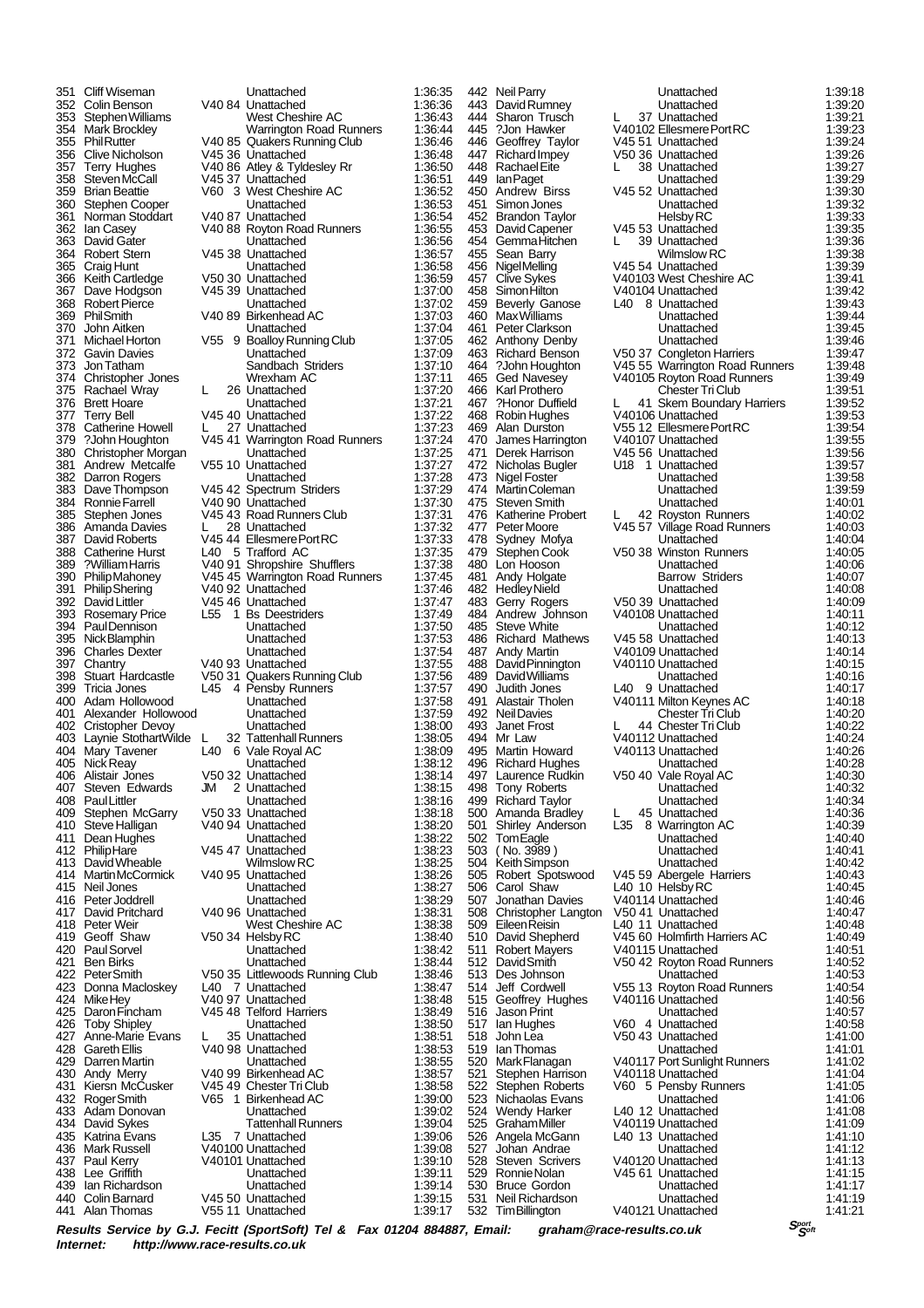| Pos | Name | Cat | Club | Time |
|---|---|---|---|---|
| 351 | Cliff Wiseman | | Unattached | 1:36:35 |
| 352 | Colin Benson | V40 84 | Unattached | 1:36:36 |
| 353 | Stephen Williams | | West Cheshire AC | 1:36:43 |
| 354 | Mark Brockley | | Warrington Road Runners | 1:36:44 |
| 355 | Phil Rutter | V40 85 | Quakers Running Club | 1:36:46 |
| 356 | Clive Nicholson | V45 36 | Unattached | 1:36:48 |
| 357 | Terry Hughes | V40 86 | Atley & Tyldesley Rr | 1:36:50 |
| 358 | Steven McCall | V45 37 | Unattached | 1:36:51 |
| 359 | Brian Beattie | V60 3 | West Cheshire AC | 1:36:52 |
| 360 | Stephen Cooper | | Unattached | 1:36:53 |
| 361 | Norman Stoddart | V40 87 | Unattached | 1:36:54 |
| 362 | Ian Casey | V40 88 | Royton Road Runners | 1:36:55 |
| 363 | David Gater | | Unattached | 1:36:56 |
| 364 | Robert Stern | V45 38 | Unattached | 1:36:57 |
| 365 | Craig Hunt | | Unattached | 1:36:58 |
| 366 | Keith Cartledge | V50 30 | Unattached | 1:36:59 |
| 367 | Dave Hodgson | V45 39 | Unattached | 1:37:00 |
| 368 | Robert Pierce | | Unattached | 1:37:02 |
| 369 | Phil Smith | V40 89 | Birkenhead AC | 1:37:03 |
| 370 | John Aitken | | Unattached | 1:37:04 |
| 371 | Michael Horton | V55 9 | Boalloy Running Club | 1:37:05 |
| 372 | Gavin Davies | | Unattached | 1:37:09 |
| 373 | Jon Tatham | | Sandbach Striders | 1:37:10 |
| 374 | Christopher Jones | | Wrexham AC | 1:37:11 |
| 375 | Rachael Wray | L 26 | Unattached | 1:37:20 |
| 376 | Brett Hoare | | Unattached | 1:37:21 |
| 377 | Terry Bell | V45 40 | Unattached | 1:37:22 |
| 378 | Catherine Howell | L 27 | Unattached | 1:37:23 |
| 379 | ?John Houghton | V45 41 | Warrington Road Runners | 1:37:24 |
| 380 | Christopher Morgan | | Unattached | 1:37:25 |
| 381 | Andrew Metcalfe | V55 10 | Unattached | 1:37:27 |
| 382 | Darron Rogers | | Unattached | 1:37:28 |
| 383 | Dave Thompson | V45 42 | Spectrum Striders | 1:37:29 |
| 384 | Ronnie Farrell | V40 90 | Unattached | 1:37:30 |
| 385 | Stephen Jones | V45 43 | Road Runners Club | 1:37:31 |
| 386 | Amanda Davies | L 28 | Unattached | 1:37:32 |
| 387 | David Roberts | V45 44 | Ellesmere Port RC | 1:37:33 |
| 388 | Catherine Hurst | L40 5 | Trafford AC | 1:37:35 |
| 389 | ?William Harris | V40 91 | Shropshire Shufflers | 1:37:38 |
| 390 | Philip Mahoney | V45 45 | Warrington Road Runners | 1:37:45 |
| 391 | Philip Shering | V40 92 | Unattached | 1:37:46 |
| 392 | David Littler | V45 46 | Unattached | 1:37:47 |
| 393 | Rosemary Price | L55 1 | Bs Deestriders | 1:37:49 |
| 394 | Paul Dennison | | Unattached | 1:37:50 |
| 395 | Nick Blamphin | | Unattached | 1:37:53 |
| 396 | Charles Dexter | | Unattached | 1:37:54 |
| 397 | Chantry | V40 93 | Unattached | 1:37:55 |
| 398 | Stuart Hardcastle | V50 31 | Quakers Running Club | 1:37:56 |
| 399 | Tricia Jones | L45 4 | Pensby Runners | 1:37:57 |
| 400 | Adam Hollowood | | Unattached | 1:37:58 |
| 401 | Alexander Hollowood | | Unattached | 1:37:59 |
| 402 | Cristopher Devoy | | Unattached | 1:38:00 |
| 403 | Laynie StothartWilde | L 32 | Tattenhall Runners | 1:38:05 |
| 404 | Mary Tavener | L40 6 | Vale Royal AC | 1:38:09 |
| 405 | Nick Reay | | Unattached | 1:38:12 |
| 406 | Alistair Jones | V50 32 | Unattached | 1:38:14 |
| 407 | Steven Edwards | JM 2 | Unattached | 1:38:15 |
| 408 | Paul Littler | | Unattached | 1:38:16 |
| 409 | Stephen McGarry | V50 33 | Unattached | 1:38:18 |
| 410 | Steve Halligan | V40 94 | Unattached | 1:38:20 |
| 411 | Dean Hughes | | Unattached | 1:38:22 |
| 412 | Philip Hare | V45 47 | Unattached | 1:38:23 |
| 413 | David Wheable | | Wilmslow RC | 1:38:25 |
| 414 | Martin McCormick | V40 95 | Unattached | 1:38:26 |
| 415 | Neil Jones | | Unattached | 1:38:27 |
| 416 | Peter Joddrell | | Unattached | 1:38:29 |
| 417 | David Pritchard | V40 96 | Unattached | 1:38:31 |
| 418 | Peter Weir | | West Cheshire AC | 1:38:38 |
| 419 | Geoff Shaw | V50 34 | Helsby RC | 1:38:40 |
| 420 | Paul Sorvel | | Unattached | 1:38:42 |
| 421 | Ben Birks | | Unattached | 1:38:44 |
| 422 | Peter Smith | V50 35 | Littlewoods Running Club | 1:38:46 |
| 423 | Donna Macloskey | L40 7 | Unattached | 1:38:47 |
| 424 | Mike Hey | V40 97 | Unattached | 1:38:48 |
| 425 | Daron Fincham | V45 48 | Telford Harriers | 1:38:49 |
| 426 | Toby Shipley | | Unattached | 1:38:50 |
| 427 | Anne-Marie Evans | L 35 | Unattached | 1:38:51 |
| 428 | Gareth Ellis | V40 98 | Unattached | 1:38:53 |
| 429 | Darren Martin | | Unattached | 1:38:55 |
| 430 | Andy Merry | V40 99 | Birkenhead AC | 1:38:57 |
| 431 | Kiersn McCusker | V45 49 | Chester Tri Club | 1:38:58 |
| 432 | Roger Smith | V65 1 | Birkenhead AC | 1:39:00 |
| 433 | Adam Donovan | | Unattached | 1:39:02 |
| 434 | David Sykes | | Tattenhall Runners | 1:39:04 |
| 435 | Katrina Evans | L35 7 | Unattached | 1:39:06 |
| 436 | Mark Russell | V40100 | Unattached | 1:39:08 |
| 437 | Paul Kerry | V40101 | Unattached | 1:39:10 |
| 438 | Lee Griffith | | Unattached | 1:39:11 |
| 439 | Ian Richardson | | Unattached | 1:39:14 |
| 440 | Colin Barnard | V45 50 | Unattached | 1:39:15 |
| 441 | Alan Thomas | V55 11 | Unattached | 1:39:17 |
| 442 | Neil Parry | | Unattached | 1:39:18 |
| 443 | David Rumney | | Unattached | 1:39:20 |
| 444 | Sharon Trusch | L 37 | Unattached | 1:39:21 |
| 445 | ?Jon Hawker | V40102 | Ellesmere Port RC | 1:39:23 |
| 446 | Geoffrey Taylor | V45 51 | Unattached | 1:39:24 |
| 447 | Richard Impey | V50 36 | Unattached | 1:39:26 |
| 448 | Rachael Eite | L 38 | Unattached | 1:39:27 |
| 449 | Ian Paget | | Unattached | 1:39:29 |
| 450 | Andrew Birss | V45 52 | Unattached | 1:39:30 |
| 451 | Simon Jones | | Unattached | 1:39:32 |
| 452 | Brandon Taylor | | Helsby RC | 1:39:33 |
| 453 | David Capener | V45 53 | Unattached | 1:39:35 |
| 454 | Gemma Hitchen | L 39 | Unattached | 1:39:36 |
| 455 | Sean Barry | | Wilmslow RC | 1:39:38 |
| 456 | Nigel Melling | V45 54 | Unattached | 1:39:39 |
| 457 | Clive Sykes | V40103 | West Cheshire AC | 1:39:41 |
| 458 | Simon Hilton | V40104 | Unattached | 1:39:42 |
| 459 | Beverly Ganose | L40 8 | Unattached | 1:39:43 |
| 460 | Max Williams | | Unattached | 1:39:44 |
| 461 | Peter Clarkson | | Unattached | 1:39:45 |
| 462 | Anthony Denby | | Unattached | 1:39:46 |
| 463 | Richard Benson | V50 37 | Congleton Harriers | 1:39:47 |
| 464 | ?John Houghton | V45 55 | Warrington Road Runners | 1:39:48 |
| 465 | Ged Navesey | V40105 | Royton Road Runners | 1:39:49 |
| 466 | Karl Prothero | | Chester Tri Club | 1:39:51 |
| 467 | ?Honor Duffield | L 41 | Skem Boundary Harriers | 1:39:52 |
| 468 | Robin Hughes | V40106 | Unattached | 1:39:53 |
| 469 | Alan Durston | V55 12 | Ellesmere Port RC | 1:39:54 |
| 470 | James Harrington | V40107 | Unattached | 1:39:55 |
| 471 | Derek Harrison | V45 56 | Unattached | 1:39:56 |
| 472 | Nicholas Bugler | U18 1 | Unattached | 1:39:57 |
| 473 | Nigel Foster | | Unattached | 1:39:58 |
| 474 | Martin Coleman | | Unattached | 1:39:59 |
| 475 | Steven Smith | | Unattached | 1:40:01 |
| 476 | Katherine Probert | L 42 | Royston Runners | 1:40:02 |
| 477 | Peter Moore | V45 57 | Village Road Runners | 1:40:03 |
| 478 | Sydney Mofya | | Unattached | 1:40:04 |
| 479 | Stephen Cook | V50 38 | Winston Runners | 1:40:05 |
| 480 | Lon Hooson | | Unattached | 1:40:06 |
| 481 | Andy Holgate | | Barrow Striders | 1:40:07 |
| 482 | Hedley Nield | | Unattached | 1:40:08 |
| 483 | Gerry Rogers | V50 39 | Unattached | 1:40:09 |
| 484 | Andrew Johnson | V40108 | Unattached | 1:40:11 |
| 485 | Steve White | | Unattached | 1:40:12 |
| 486 | Richard Mathews | V45 58 | Unattached | 1:40:13 |
| 487 | Andy Martin | V40109 | Unattached | 1:40:14 |
| 488 | David Pinnington | V40110 | Unattached | 1:40:15 |
| 489 | David Williams | | Unattached | 1:40:16 |
| 490 | Judith Jones | L40 9 | Unattached | 1:40:17 |
| 491 | Alastair Tholen | V40111 | Milton Keynes AC | 1:40:18 |
| 492 | Neil Davies | | Chester Tri Club | 1:40:20 |
| 493 | Janet Frost | L 44 | Chester Tri Club | 1:40:22 |
| 494 | Mr Law | V40112 | Unattached | 1:40:24 |
| 495 | Martin Howard | V40113 | Unattached | 1:40:26 |
| 496 | Richard Hughes | | Unattached | 1:40:28 |
| 497 | Laurence Rudkin | V50 40 | Vale Royal AC | 1:40:30 |
| 498 | Tony Roberts | | Unattached | 1:40:32 |
| 499 | Richard Taylor | | Unattached | 1:40:34 |
| 500 | Amanda Bradley | L 45 | Unattached | 1:40:36 |
| 501 | Shirley Anderson | L35 8 | Warrington AC | 1:40:39 |
| 502 | Tom Eagle | | Unattached | 1:40:40 |
| 503 | ( No. 3989 ) | | Unattached | 1:40:41 |
| 504 | Keith Simpson | | Unattached | 1:40:42 |
| 505 | Robert Spotswood | V45 59 | Abergele Harriers | 1:40:43 |
| 506 | Carol Shaw | L40 10 | Helsby RC | 1:40:45 |
| 507 | Jonathan Davies | V40114 | Unattached | 1:40:46 |
| 508 | Christopher Langton | V50 41 | Unattached | 1:40:47 |
| 509 | Eileen Reisin | L40 11 | Unattached | 1:40:48 |
| 510 | David Shepherd | V45 60 | Holmfirth Harriers AC | 1:40:49 |
| 511 | Robert Mayers | V40115 | Unattached | 1:40:51 |
| 512 | David Smith | V50 42 | Royton Road Runners | 1:40:52 |
| 513 | Des Johnson | | Unattached | 1:40:53 |
| 514 | Jeff Cordwell | V55 13 | Royton Road Runners | 1:40:54 |
| 515 | Geoffrey Hughes | V40116 | Unattached | 1:40:56 |
| 516 | Jason Print | | Unattached | 1:40:57 |
| 517 | Ian Hughes | V60 4 | Unattached | 1:40:58 |
| 518 | John Lea | V50 43 | Unattached | 1:41:00 |
| 519 | Ian Thomas | | Unattached | 1:41:01 |
| 520 | Mark Flanagan | V40117 | Port Sunlight Runners | 1:41:02 |
| 521 | Stephen Harrison | V40118 | Unattached | 1:41:04 |
| 522 | Stephen Roberts | V60 5 | Pensby Runners | 1:41:05 |
| 523 | Nichaolas Evans | | Unattached | 1:41:06 |
| 524 | Wendy Harker | L40 12 | Unattached | 1:41:08 |
| 525 | Graham Miller | V40119 | Unattached | 1:41:09 |
| 526 | Angela McGann | L40 13 | Unattached | 1:41:10 |
| 527 | Johan Andrae | | Unattached | 1:41:12 |
| 528 | Steven Scrivers | V40120 | Unattached | 1:41:13 |
| 529 | Ronnie Nolan | V45 61 | Unattached | 1:41:15 |
| 530 | Bruce Gordon | | Unattached | 1:41:17 |
| 531 | Neil Richardson | | Unattached | 1:41:19 |
| 532 | Tim Billington | V40121 | Unattached | 1:41:21 |

***Results Service by G.J. Fecitt (SportSoft) Tel & Fax 01204 884887, Email: graham@race-results.co.uk***
***Internet: http://www.race-results.co.uk***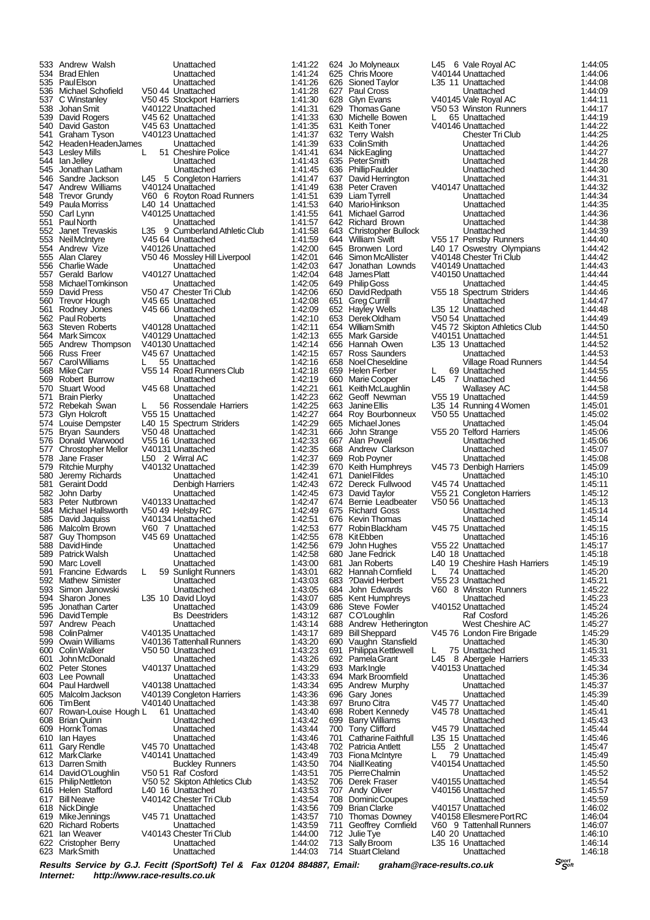| Pos | Name | Cat | Club | Time |
|---|---|---|---|---|
| 533 | Andrew Walsh | | Unattached | 1:41:22 |
| 534 | Brad Ehlen | | Unattached | 1:41:24 |
| 535 | Paul Elson | | Unattached | 1:41:26 |
| 536 | Michael Schofield | V50 44 | Unattached | 1:41:28 |
| 537 | C Winstanley | V50 45 | Stockport Harriers | 1:41:30 |
| 538 | Johan Smit | V40122 | Unattached | 1:41:31 |
| 539 | David Rogers | V45 62 | Unattached | 1:41:33 |
| 540 | David Gaston | V45 63 | Unattached | 1:41:35 |
| 541 | Graham Tyson | V40123 | Unattached | 1:41:37 |
| 542 | Headen HeadenJames | | Unattached | 1:41:39 |
| 543 | Lesley Mills | L 51 | Cheshire Police | 1:41:41 |
| 544 | Ian Jelley | | Unattached | 1:41:43 |
| 545 | Jonathan Latham | | Unattached | 1:41:45 |
| 546 | Sandre Jackson | L45 5 | Congleton Harriers | 1:41:47 |
| 547 | Andrew Williams | V40124 | Unattached | 1:41:49 |
| 548 | Trevor Grundy | V60 6 | Royton Road Runners | 1:41:51 |
| 549 | Paula Morriss | L40 14 | Unattached | 1:41:53 |
| 550 | Carl Lynn | V40125 | Unattached | 1:41:55 |
| 551 | Paul North | | Unattached | 1:41:57 |
| 552 | Janet Trevaskis | L35 9 | Cumberland Athletic Club | 1:41:58 |
| 553 | Neil McIntyre | V45 64 | Unattached | 1:41:59 |
| 554 | Andrew Vize | V40126 | Unattached | 1:42:00 |
| 555 | Alan Clarey | V50 46 | Mossley Hill Liverpool | 1:42:01 |
| 556 | Charlie Wade | | Unattached | 1:42:03 |
| 557 | Gerald Barlow | V40127 | Unattached | 1:42:04 |
| 558 | Michael Tomkinson | | Unattached | 1:42:05 |
| 559 | David Press | V50 47 | Chester Tri Club | 1:42:06 |
| 560 | Trevor Hough | V45 65 | Unattached | 1:42:08 |
| 561 | Rodney Jones | V45 66 | Unattached | 1:42:09 |
| 562 | Paul Roberts | | Unattached | 1:42:10 |
| 563 | Steven Roberts | V40128 | Unattached | 1:42:11 |
| 564 | Mark Simcox | V40129 | Unattached | 1:42:13 |
| 565 | Andrew Thompson | V40130 | Unattached | 1:42:14 |
| 566 | Russ Freer | V45 67 | Unattached | 1:42:15 |
| 567 | Carol Williams | L 55 | Unattached | 1:42:16 |
| 568 | Mike Carr | V55 14 | Road Runners Club | 1:42:18 |
| 569 | Robert Burrow | | Unattached | 1:42:19 |
| 570 | Stuart Wood | V45 68 | Unattached | 1:42:21 |
| 571 | Brain Pierky | | Unattached | 1:42:23 |
| 572 | Rebekah Swan | L 56 | Rossendale Harriers | 1:42:25 |
| 573 | Glyn Holcroft | V55 15 | Unattached | 1:42:27 |
| 574 | Louise Dempster | L40 15 | Spectrum Striders | 1:42:29 |
| 575 | Bryan Saunders | V50 48 | Unattached | 1:42:31 |
| 576 | Donald Warwood | V55 16 | Unattached | 1:42:33 |
| 577 | Christopher Mellor | V40131 | Unattached | 1:42:35 |
| 578 | Jane Fraser | L50 2 | Wirral AC | 1:42:37 |
| 579 | Ritchie Murphy | V40132 | Unattached | 1:42:39 |
| 580 | Jeremy Richards | | Unattached | 1:42:41 |
| 581 | Geraint Dodd | | Denbigh Harriers | 1:42:43 |
| 582 | John Darby | | Unattached | 1:42:45 |
| 583 | Peter Nutbrown | V40133 | Unattached | 1:42:47 |
| 584 | Michael Hallsworth | V50 49 | Helsby RC | 1:42:49 |
| 585 | David Jaquiss | V40134 | Unattached | 1:42:51 |
| 586 | Malcolm Brown | V60 7 | Unattached | 1:42:53 |
| 587 | Guy Thompson | V45 69 | Unattached | 1:42:55 |
| 588 | David Hinde | | Unattached | 1:42:56 |
| 589 | Patrick Walsh | | Unattached | 1:42:58 |
| 590 | Marc Lovell | | Unattached | 1:43:00 |
| 591 | Francine Edwards | L 59 | Sunlight Runners | 1:43:01 |
| 592 | Mathew Simister | | Unattached | 1:43:03 |
| 593 | Simon Janowski | | Unattached | 1:43:05 |
| 594 | Sharon Jones | L35 10 | David Lloyd | 1:43:07 |
| 595 | Jonathan Carter | | Unattached | 1:43:09 |
| 596 | David Temple | | Bs Deestriders | 1:43:12 |
| 597 | Andrew Peach | | Unattached | 1:43:14 |
| 598 | Colin Palmer | V40135 | Unattached | 1:43:17 |
| 599 | Owain Williams | V40136 | Tattenhall Runners | 1:43:20 |
| 600 | Colin Walker | V50 50 | Unattached | 1:43:23 |
| 601 | John McDonald | | Unattached | 1:43:26 |
| 602 | Peter Stones | V40137 | Unattached | 1:43:29 |
| 603 | Lee Pownall | | Unattached | 1:43:33 |
| 604 | Paul Hardwell | V40138 | Unattached | 1:43:34 |
| 605 | Malcolm Jackson | V40139 | Congleton Harriers | 1:43:36 |
| 606 | Tim Bent | V40140 | Unattached | 1:43:38 |
| 607 | Rowan-Louise Hough | L 61 | Unattached | 1:43:40 |
| 608 | Brian Quinn | | Unattached | 1:43:42 |
| 609 | Hornk Tomas | | Unattached | 1:43:44 |
| 610 | Ian Hayes | | Unattached | 1:43:46 |
| 611 | Gary Rendle | V45 70 | Unattached | 1:43:48 |
| 612 | Mark Clarke | V40141 | Unattached | 1:43:49 |
| 613 | Darren Smith | | Buckley Runners | 1:43:50 |
| 614 | David O'Loughlin | V50 51 | Raf Cosford | 1:43:51 |
| 615 | Philip Nettleton | V50 52 | Skipton Athletics Club | 1:43:52 |
| 616 | Helen Stafford | L40 16 | Unattached | 1:43:53 |
| 617 | Bill Neave | V40142 | Chester Tri Club | 1:43:54 |
| 618 | Nick Dingle | | Unattached | 1:43:56 |
| 619 | Mike Jennings | V45 71 | Unattached | 1:43:57 |
| 620 | Richard Roberts | | Unattached | 1:43:59 |
| 621 | Ian Weaver | V40143 | Chester Tri Club | 1:44:00 |
| 622 | Cristopher Berry | | Unattached | 1:44:02 |
| 623 | Mark Smith | | Unattached | 1:44:03 |
| 624 | Jo Molyneaux | L45 6 | Vale Royal AC | 1:44:05 |
| 625 | Chris Moore | V40144 | Unattached | 1:44:06 |
| 626 | Sioned Taylor | L35 11 | Unattached | 1:44:08 |
| 627 | Paul Cross | | Unattached | 1:44:09 |
| 628 | Glyn Evans | V40145 | Vale Royal AC | 1:44:11 |
| 629 | Thomas Gane | V50 53 | Winston Runners | 1:44:17 |
| 630 | Michelle Bowen | L 65 | Unattached | 1:44:19 |
| 631 | Keith Toner | V40146 | Unattached | 1:44:22 |
| 632 | Terry Walsh | | Chester Tri Club | 1:44:25 |
| 633 | Colin Smith | | Unattached | 1:44:26 |
| 634 | Nick Eagling | | Unattached | 1:44:27 |
| 635 | Peter Smith | | Unattached | 1:44:28 |
| 636 | Phillip Faulder | | Unattached | 1:44:30 |
| 637 | David Herrington | | Unattached | 1:44:31 |
| 638 | Peter Craven | V40147 | Unattached | 1:44:32 |
| 639 | Liam Tyrrell | | Unattached | 1:44:34 |
| 640 | Mario Hinkson | | Unattached | 1:44:35 |
| 641 | Michael Garrod | | Unattached | 1:44:36 |
| 642 | Richard Brown | | Unattached | 1:44:38 |
| 643 | Christopher Bullock | | Unattached | 1:44:39 |
| 644 | William Swift | V55 17 | Pensby Runners | 1:44:40 |
| 645 | Bronwen Lord | L40 17 | Oswestry Olympians | 1:44:42 |
| 646 | Simon McAllister | V40148 | Chester Tri Club | 1:44:42 |
| 647 | Jonathan Lownds | V40149 | Unattached | 1:44:43 |
| 648 | James Platt | V40150 | Unattached | 1:44:44 |
| 649 | Philip Goss | | Unattached | 1:44:45 |
| 650 | David Redpath | V55 18 | Spectrum Striders | 1:44:46 |
| 651 | Greg Currill | | Unattached | 1:44:47 |
| 652 | Hayley Wells | L35 12 | Unattached | 1:44:48 |
| 653 | Derek Oldham | V50 54 | Unattached | 1:44:49 |
| 654 | William Smith | V45 72 | Skipton Athletics Club | 1:44:50 |
| 655 | Mark Garside | V40151 | Unattached | 1:44:51 |
| 656 | Hannah Owen | L35 13 | Unattached | 1:44:52 |
| 657 | Ross Saunders | | Unattached | 1:44:53 |
| 658 | Noel Cheseldine | | Village Road Runners | 1:44:54 |
| 659 | Helen Ferber | L 69 | Unattached | 1:44:55 |
| 660 | Marie Cooper | L45 7 | Unattached | 1:44:56 |
| 661 | Keith McLaughlin | | Wallasey AC | 1:44:58 |
| 662 | Geoff Newman | V55 19 | Unattached | 1:44:59 |
| 663 | Janine Ellis | L35 14 | Running 4 Women | 1:45:01 |
| 664 | Roy Bourbonneux | V50 55 | Unattached | 1:45:02 |
| 665 | Michael Jones | | Unattached | 1:45:04 |
| 666 | John Strange | V55 20 | Telford Harriers | 1:45:06 |
| 667 | Alan Powell | | Unattached | 1:45:06 |
| 668 | Andrew Clarkson | | Unattached | 1:45:07 |
| 669 | Rob Poyner | | Unattached | 1:45:08 |
| 670 | Keith Humphreys | V45 73 | Denbigh Harriers | 1:45:09 |
| 671 | Daniel Fildes | | Unattached | 1:45:10 |
| 672 | Dereck Fullwood | V45 74 | Unattached | 1:45:11 |
| 673 | David Taylor | V55 21 | Congleton Harriers | 1:45:12 |
| 674 | Bernie Leadbeater | V50 56 | Unattached | 1:45:13 |
| 675 | Richard Goss | | Unattached | 1:45:14 |
| 676 | Kevin Thomas | | Unattached | 1:45:14 |
| 677 | Robin Blackham | V45 75 | Unattached | 1:45:15 |
| 678 | Kit Ebben | | Unattached | 1:45:16 |
| 679 | John Hughes | V55 22 | Unattached | 1:45:17 |
| 680 | Jane Fedrick | L40 18 | Unattached | 1:45:18 |
| 681 | Jan Roberts | L40 19 | Cheshire Hash Harriers | 1:45:19 |
| 682 | Hannah Cornfield | L 74 | Unattached | 1:45:20 |
| 683 | ?David Herbert | V55 23 | Unattached | 1:45:21 |
| 684 | John Edwards | V60 8 | Winston Runners | 1:45:22 |
| 685 | Kent Humphreys | | Unattached | 1:45:23 |
| 686 | Steve Fowler | V40152 | Unattached | 1:45:24 |
| 687 | C O'Loughlin | | Raf Cosford | 1:45:26 |
| 688 | Andrew Hetherington | | West Cheshire AC | 1:45:27 |
| 689 | Bill Sheppard | V45 76 | London Fire Brigade | 1:45:29 |
| 690 | Vaughn Stansfield | | Unattached | 1:45:30 |
| 691 | Philippa Kettlewell | L 75 | Unattached | 1:45:31 |
| 692 | Pamela Grant | L45 8 | Abergele Harriers | 1:45:33 |
| 693 | Mark Ingle | V40153 | Unattached | 1:45:34 |
| 694 | Mark Broomfield | | Unattached | 1:45:36 |
| 695 | Andrew Murphy | | Unattached | 1:45:37 |
| 696 | Gary Jones | | Unattached | 1:45:39 |
| 697 | Bruno Citra | V45 77 | Unattached | 1:45:40 |
| 698 | Robert Kennedy | V45 78 | Unattached | 1:45:41 |
| 699 | Barry Williams | | Unattached | 1:45:43 |
| 700 | Tony Clifford | V45 79 | Unattached | 1:45:44 |
| 701 | Catharine Faithfull | L35 15 | Unattached | 1:45:46 |
| 702 | Patricia Antlett | L55 2 | Unattached | 1:45:47 |
| 703 | Fiona McIntyre | L 79 | Unattached | 1:45:49 |
| 704 | Niall Keating | V40154 | Unattached | 1:45:50 |
| 705 | Pierre Chalmin | | Unattached | 1:45:52 |
| 706 | Derek Fraser | V40155 | Unattached | 1:45:54 |
| 707 | Andy Oliver | V40156 | Unattached | 1:45:57 |
| 708 | Dominic Coupes | | Unattached | 1:45:59 |
| 709 | Brian Clarke | V40157 | Unattached | 1:46:02 |
| 710 | Thomas Downey | V40158 | Ellesmere Port RC | 1:46:04 |
| 711 | Geoffrey Cornfield | V60 9 | Tattenhall Runners | 1:46:07 |
| 712 | Julie Tye | L40 20 | Unattached | 1:46:10 |
| 713 | Sally Broom | L35 16 | Unattached | 1:46:14 |
| 714 | Stuart Cleland | | Unattached | 1:46:18 |

***Results Service by G.J. Fecitt (SportSoft) Tel & Fax 01204 884887, Email: graham@race-results.co.uk***
***Internet: http://www.race-results.co.uk***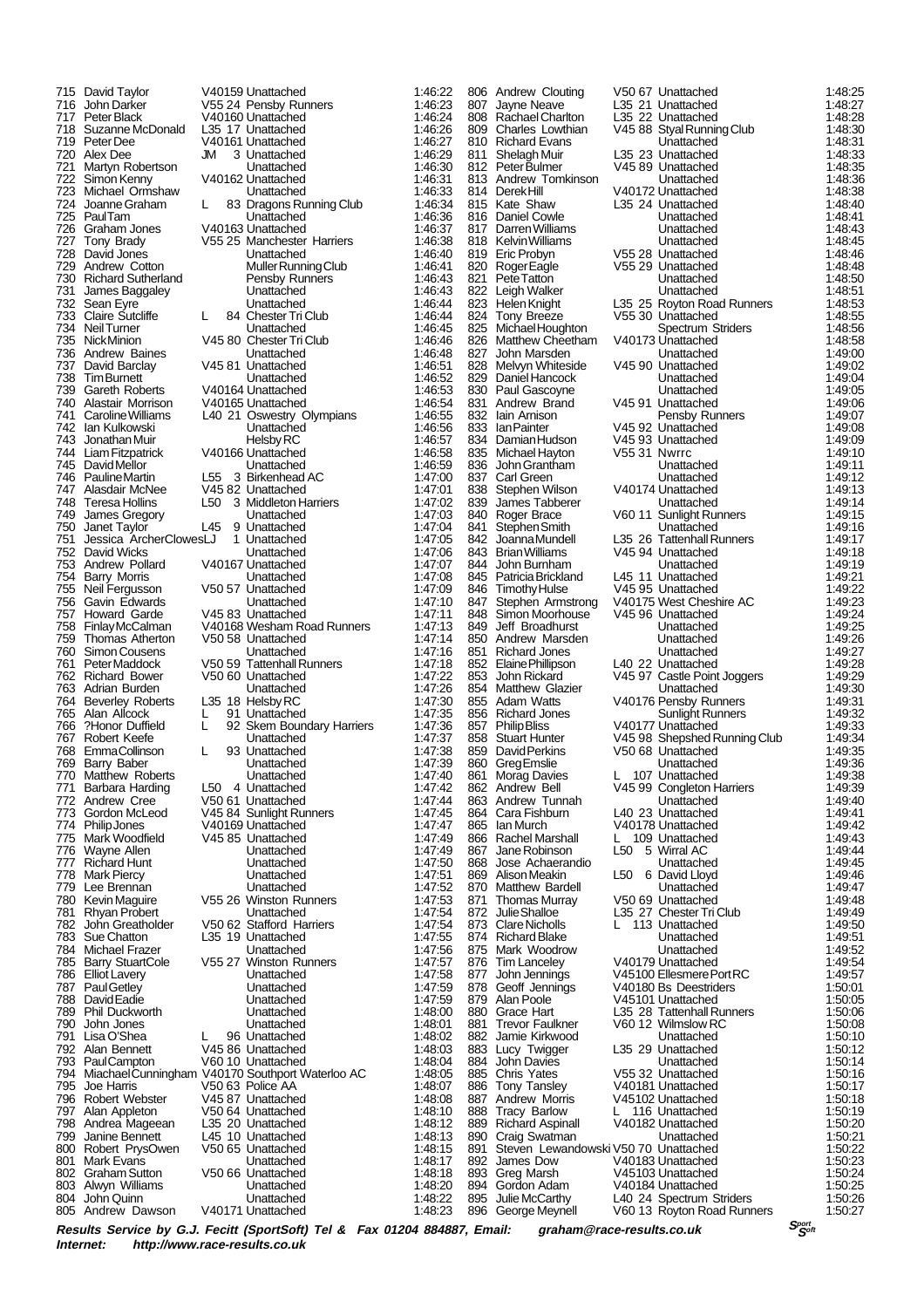| Pos | Name | Cat | Club | Time |
|---|---|---|---|---|
| 715 | David Taylor | V40159 | Unattached | 1:46:22 |
| 716 | John Darker | V55 24 | Pensby Runners | 1:46:23 |
| 717 | Peter Black | V40160 | Unattached | 1:46:24 |
| 718 | Suzanne McDonald | L35 17 | Unattached | 1:46:26 |
| 719 | Peter Dee | V40161 | Unattached | 1:46:27 |
| 720 | Alex Dee | JM 3 | Unattached | 1:46:29 |
| 721 | Martyn Robertson | | Unattached | 1:46:30 |
| 722 | Simon Kenny | V40162 | Unattached | 1:46:31 |
| 723 | Michael Ormshaw | | Unattached | 1:46:33 |
| 724 | Joanne Graham | L 83 | Dragons Running Club | 1:46:34 |
| 725 | Paul Tam | | Unattached | 1:46:36 |
| 726 | Graham Jones | V40163 | Unattached | 1:46:37 |
| 727 | Tony Brady | V55 25 | Manchester Harriers | 1:46:38 |
| 728 | David Jones | | Unattached | 1:46:40 |
| 729 | Andrew Cotton | | Muller Running Club | 1:46:41 |
| 730 | Richard Sutherland | | Pensby Runners | 1:46:43 |
| 731 | James Baggaley | | Unattached | 1:46:43 |
| 732 | Sean Eyre | | Unattached | 1:46:44 |
| 733 | Claire Sutcliffe | L 84 | Chester Tri Club | 1:46:44 |
| 734 | Neil Turner | | Unattached | 1:46:45 |
| 735 | Nick Minion | V45 80 | Chester Tri Club | 1:46:46 |
| 736 | Andrew Baines | | Unattached | 1:46:48 |
| 737 | David Barclay | V45 81 | Unattached | 1:46:51 |
| 738 | Tim Burnett | | Unattached | 1:46:52 |
| 739 | Gareth Roberts | V40164 | Unattached | 1:46:53 |
| 740 | Alastair Morrison | V40165 | Unattached | 1:46:54 |
| 741 | Caroline Williams | L40 21 | Oswestry Olympians | 1:46:55 |
| 742 | Ian Kulkowski | | Unattached | 1:46:56 |
| 743 | Jonathan Muir | | Helsby RC | 1:46:57 |
| 744 | Liam Fitzpatrick | V40166 | Unattached | 1:46:58 |
| 745 | David Mellor | | Unattached | 1:46:59 |
| 746 | Pauline Martin | L55 3 | Birkenhead AC | 1:47:00 |
| 747 | Alasdair McNee | V45 82 | Unattached | 1:47:01 |
| 748 | Teresa Hollins | L50 3 | Middleton Harriers | 1:47:02 |
| 749 | James Gregory | | Unattached | 1:47:03 |
| 750 | Janet Taylor | L45 9 | Unattached | 1:47:04 |
| 751 | Jessica ArcherClowes | LJ 1 | Unattached | 1:47:05 |
| 752 | David Wicks | | Unattached | 1:47:06 |
| 753 | Andrew Pollard | V40167 | Unattached | 1:47:07 |
| 754 | Barry Morris | | Unattached | 1:47:08 |
| 755 | Neil Fergusson | V50 57 | Unattached | 1:47:09 |
| 756 | Gavin Edwards | | Unattached | 1:47:10 |
| 757 | Howard Garde | V45 83 | Unattached | 1:47:11 |
| 758 | Finlay McCalman | V40168 | Wesham Road Runners | 1:47:13 |
| 759 | Thomas Atherton | V50 58 | Unattached | 1:47:14 |
| 760 | Simon Cousens | | Unattached | 1:47:16 |
| 761 | Peter Maddock | V50 59 | Tattenhall Runners | 1:47:18 |
| 762 | Richard Bower | V50 60 | Unattached | 1:47:22 |
| 763 | Adrian Burden | | Unattached | 1:47:26 |
| 764 | Beverley Roberts | L35 18 | Helsby RC | 1:47:30 |
| 765 | Alan Allcock | L 91 | Unattached | 1:47:35 |
| 766 | ?Honor Duffield | L 92 | Skem Boundary Harriers | 1:47:36 |
| 767 | Robert Keefe | | Unattached | 1:47:37 |
| 768 | Emma Collinson | L 93 | Unattached | 1:47:38 |
| 769 | Barry Baber | | Unattached | 1:47:39 |
| 770 | Matthew Roberts | | Unattached | 1:47:40 |
| 771 | Barbara Harding | L50 4 | Unattached | 1:47:42 |
| 772 | Andrew Cree | V50 61 | Unattached | 1:47:44 |
| 773 | Gordon McLeod | V45 84 | Sunlight Runners | 1:47:45 |
| 774 | Philip Jones | V40169 | Unattached | 1:47:47 |
| 775 | Mark Woodfield | V45 85 | Unattached | 1:47:49 |
| 776 | Wayne Allen | | Unattached | 1:47:49 |
| 777 | Richard Hunt | | Unattached | 1:47:50 |
| 778 | Mark Piercy | | Unattached | 1:47:51 |
| 779 | Lee Brennan | | Unattached | 1:47:52 |
| 780 | Kevin Maguire | V55 26 | Winston Runners | 1:47:53 |
| 781 | Rhyan Probert | | Unattached | 1:47:54 |
| 782 | John Greatholder | V50 62 | Stafford Harriers | 1:47:54 |
| 783 | Sue Chatton | L35 19 | Unattached | 1:47:55 |
| 784 | Michael Frazer | | Unattached | 1:47:56 |
| 785 | Barry StuartCole | V55 27 | Winston Runners | 1:47:57 |
| 786 | Elliot Lavery | | Unattached | 1:47:58 |
| 787 | Paul Getley | | Unattached | 1:47:59 |
| 788 | David Eadie | | Unattached | 1:47:59 |
| 789 | Phil Duckworth | | Unattached | 1:48:00 |
| 790 | John Jones | | Unattached | 1:48:01 |
| 791 | Lisa O'Shea | L 96 | Unattached | 1:48:02 |
| 792 | Alan Bennett | V45 86 | Unattached | 1:48:03 |
| 793 | Paul Campton | V60 10 | Unattached | 1:48:04 |
| 794 | Miachael Cunningham | V40170 | Southport Waterloo AC | 1:48:05 |
| 795 | Joe Harris | V50 63 | Police AA | 1:48:07 |
| 796 | Robert Webster | V45 87 | Unattached | 1:48:08 |
| 797 | Alan Appleton | V50 64 | Unattached | 1:48:10 |
| 798 | Andrea Mageean | L35 20 | Unattached | 1:48:12 |
| 799 | Janine Bennett | L45 10 | Unattached | 1:48:13 |
| 800 | Robert PrysOwen | V50 65 | Unattached | 1:48:15 |
| 801 | Mark Evans | | Unattached | 1:48:17 |
| 802 | Graham Sutton | V50 66 | Unattached | 1:48:18 |
| 803 | Alwyn Williams | | Unattached | 1:48:20 |
| 804 | John Quinn | | Unattached | 1:48:22 |
| 805 | Andrew Dawson | V40171 | Unattached | 1:48:23 |
| 806 | Andrew Clouting | V50 67 | Unattached | 1:48:25 |
| 807 | Jayne Neave | L35 21 | Unattached | 1:48:27 |
| 808 | Rachael Charlton | L35 22 | Unattached | 1:48:28 |
| 809 | Charles Lowthian | V45 88 | Styal Running Club | 1:48:30 |
| 810 | Richard Evans | | Unattached | 1:48:31 |
| 811 | Shelagh Muir | L35 23 | Unattached | 1:48:33 |
| 812 | Peter Bulmer | V45 89 | Unattached | 1:48:35 |
| 813 | Andrew Tomkinson | | Unattached | 1:48:36 |
| 814 | Derek Hill | V40172 | Unattached | 1:48:38 |
| 815 | Kate Shaw | L35 24 | Unattached | 1:48:40 |
| 816 | Daniel Cowle | | Unattached | 1:48:41 |
| 817 | Darren Williams | | Unattached | 1:48:43 |
| 818 | Kelvin Williams | | Unattached | 1:48:45 |
| 819 | Eric Probyn | V55 28 | Unattached | 1:48:46 |
| 820 | Roger Eagle | V55 29 | Unattached | 1:48:48 |
| 821 | Pete Tatton | | Unattached | 1:48:50 |
| 822 | Leigh Walker | | Unattached | 1:48:51 |
| 823 | Helen Knight | L35 25 | Royton Road Runners | 1:48:53 |
| 824 | Tony Breeze | V55 30 | Unattached | 1:48:55 |
| 825 | Michael Houghton | | Spectrum Striders | 1:48:56 |
| 826 | Matthew Cheetham | V40173 | Unattached | 1:48:58 |
| 827 | John Marsden | | Unattached | 1:49:00 |
| 828 | Melvyn Whiteside | V45 90 | Unattached | 1:49:02 |
| 829 | Daniel Hancock | | Unattached | 1:49:04 |
| 830 | Paul Gascoyne | | Unattached | 1:49:05 |
| 831 | Andrew Brand | V45 91 | Unattached | 1:49:06 |
| 832 | Iain Arnison | | Pensby Runners | 1:49:07 |
| 833 | Ian Painter | V45 92 | Unattached | 1:49:08 |
| 834 | Damian Hudson | V45 93 | Unattached | 1:49:09 |
| 835 | Michael Hayton | V55 31 | Nwrrc | 1:49:10 |
| 836 | John Grantham | | Unattached | 1:49:11 |
| 837 | Carl Green | | Unattached | 1:49:12 |
| 838 | Stephen Wilson | V40174 | Unattached | 1:49:13 |
| 839 | James Tabberer | | Unattached | 1:49:14 |
| 840 | Roger Brace | V60 11 | Sunlight Runners | 1:49:15 |
| 841 | Stephen Smith | | Unattached | 1:49:16 |
| 842 | Joanna Mundell | L35 26 | Tattenhall Runners | 1:49:17 |
| 843 | Brian Williams | V45 94 | Unattached | 1:49:18 |
| 844 | John Burnham | | Unattached | 1:49:19 |
| 845 | Patricia Brickland | L45 11 | Unattached | 1:49:21 |
| 846 | Timothy Hulse | V45 95 | Unattached | 1:49:22 |
| 847 | Stephen Armstrong | V40175 | West Cheshire AC | 1:49:23 |
| 848 | Simon Moorhouse | V45 96 | Unattached | 1:49:24 |
| 849 | Jeff Broadhurst | | Unattached | 1:49:25 |
| 850 | Andrew Marsden | | Unattached | 1:49:26 |
| 851 | Richard Jones | | Unattached | 1:49:27 |
| 852 | Elaine Phillipson | L40 22 | Unattached | 1:49:28 |
| 853 | John Rickard | V45 97 | Castle Point Joggers | 1:49:29 |
| 854 | Matthew Glazier | | Unattached | 1:49:30 |
| 855 | Adam Watts | V40176 | Pensby Runners | 1:49:31 |
| 856 | Richard Jones | | Sunlight Runners | 1:49:32 |
| 857 | Philip Bliss | V40177 | Unattached | 1:49:33 |
| 858 | Stuart Hunter | V45 98 | Shepshed Running Club | 1:49:34 |
| 859 | David Perkins | V50 68 | Unattached | 1:49:35 |
| 860 | Greg Emslie | | Unattached | 1:49:36 |
| 861 | Morag Davies | L 107 | Unattached | 1:49:38 |
| 862 | Andrew Bell | V45 99 | Congleton Harriers | 1:49:39 |
| 863 | Andrew Tunnah | | Unattached | 1:49:40 |
| 864 | Cara Fishburn | L40 23 | Unattached | 1:49:41 |
| 865 | Ian Murch | V40178 | Unattached | 1:49:42 |
| 866 | Rachel Marshall | L 109 | Unattached | 1:49:43 |
| 867 | Jane Robinson | L50 5 | Wirral AC | 1:49:44 |
| 868 | Jose Achaerandio | | Unattached | 1:49:45 |
| 869 | Alison Meakin | L50 6 | David Lloyd | 1:49:46 |
| 870 | Matthew Bardell | | Unattached | 1:49:47 |
| 871 | Thomas Murray | V50 69 | Unattached | 1:49:48 |
| 872 | Julie Shalloe | L35 27 | Chester Tri Club | 1:49:49 |
| 873 | Clare Nicholls | L 113 | Unattached | 1:49:50 |
| 874 | Richard Blake | | Unattached | 1:49:51 |
| 875 | Mark Woodrow | | Unattached | 1:49:52 |
| 876 | Tim Lanceley | V40179 | Unattached | 1:49:54 |
| 877 | John Jennings | V45100 | Ellesmere Port RC | 1:49:57 |
| 878 | Geoff Jennings | V40180 | Bs Deestriders | 1:50:01 |
| 879 | Alan Poole | V45101 | Unattached | 1:50:05 |
| 880 | Grace Hart | L35 28 | Tattenhall Runners | 1:50:06 |
| 881 | Trevor Faulkner | V60 12 | Wilmslow RC | 1:50:08 |
| 882 | Jamie Kirkwood | | Unattached | 1:50:10 |
| 883 | Lucy Twigger | L35 29 | Unattached | 1:50:12 |
| 884 | John Davies | | Unattached | 1:50:14 |
| 885 | Chris Yates | V55 32 | Unattached | 1:50:16 |
| 886 | Tony Tansley | V40181 | Unattached | 1:50:17 |
| 887 | Andrew Morris | V45102 | Unattached | 1:50:18 |
| 888 | Tracy Barlow | L 116 | Unattached | 1:50:19 |
| 889 | Richard Aspinall | V40182 | Unattached | 1:50:20 |
| 890 | Craig Swatman | | Unattached | 1:50:21 |
| 891 | Steven Lewandowski | V50 70 | Unattached | 1:50:22 |
| 892 | James Dow | V40183 | Unattached | 1:50:23 |
| 893 | Greg Marsh | V45103 | Unattached | 1:50:24 |
| 894 | Gordon Adam | V40184 | Unattached | 1:50:25 |
| 895 | Julie McCarthy | L40 24 | Spectrum Striders | 1:50:26 |
| 896 | George Meynell | V60 13 | Royton Road Runners | 1:50:27 |

***Results Service by G.J. Fecitt (SportSoft) Tel & Fax 01204 884887, Email: graham@race-results.co.uk***
***Internet: http://www.race-results.co.uk***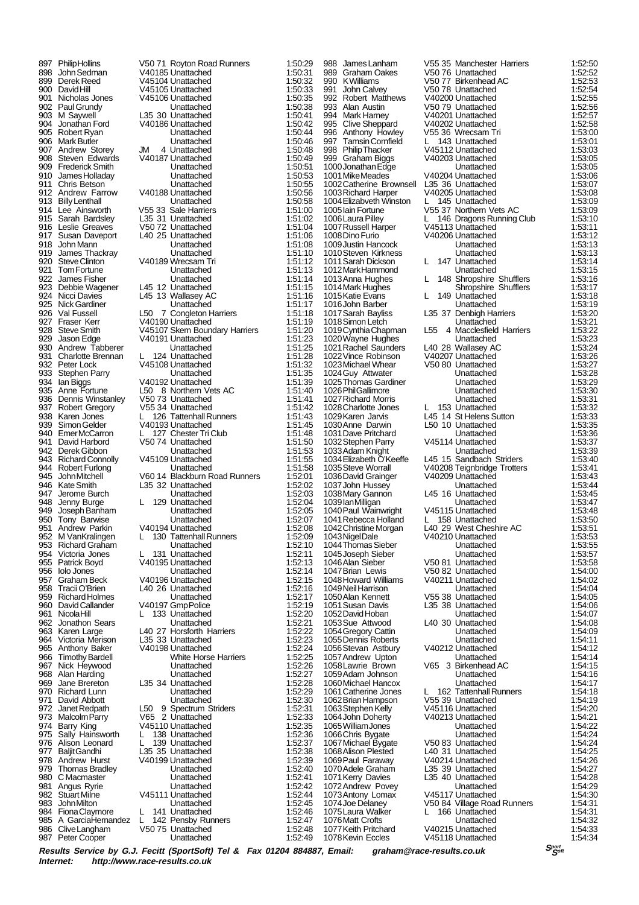| Pos | Name | Cat | Club | Time |
|---|---|---|---|---|
| 897 | Philip Hollins | V50 71 | Royton Road Runners | 1:50:29 |
| 898 | John Sedman | V40185 | Unattached | 1:50:31 |
| 899 | Derek Reed | V45104 | Unattached | 1:50:32 |
| 900 | David Hill | V45105 | Unattached | 1:50:33 |
| 901 | Nicholas Jones | V45106 | Unattached | 1:50:35 |
| 902 | Paul Grundy | | Unattached | 1:50:38 |
| 903 | M Saywell | L35 30 | Unattached | 1:50:41 |
| 904 | Jonathan Ford | V40186 | Unattached | 1:50:42 |
| 905 | Robert Ryan | | Unattached | 1:50:44 |
| 906 | Mark Butler | | Unattached | 1:50:46 |
| 907 | Andrew Storey | JM 4 | Unattached | 1:50:48 |
| 908 | Steven Edwards | V40187 | Unattached | 1:50:49 |
| 909 | Frederick Smith | | Unattached | 1:50:51 |
| 910 | James Holladay | | Unattached | 1:50:53 |
| 911 | Chris Betson | | Unattached | 1:50:55 |
| 912 | Andrew Farrow | V40188 | Unattached | 1:50:56 |
| 913 | Billy Lenthall | | Unattached | 1:50:58 |
| 914 | Lee Ainsworth | V55 33 | Sale Harriers | 1:51:00 |
| 915 | Sarah Bardsley | L35 31 | Unattached | 1:51:02 |
| 916 | Leslie Greaves | V50 72 | Unattached | 1:51:04 |
| 917 | Susan Daveport | L40 25 | Unattached | 1:51:06 |
| 918 | John Mann | | Unattached | 1:51:08 |
| 919 | James Thackray | | Unattached | 1:51:10 |
| 920 | Steve Clinton | V40189 | Wrecsam Tri | 1:51:12 |
| 921 | Tom Fortune | | Unattached | 1:51:13 |
| 922 | James Fisher | | Unattached | 1:51:14 |
| 923 | Debbie Wagener | L45 12 | Unattached | 1:51:15 |
| 924 | Nicci Davies | L45 13 | Wallasey AC | 1:51:16 |
| 925 | Nick Gardiner | | Unattached | 1:51:17 |
| 926 | Val Fussell | L50 7 | Congleton Harriers | 1:51:18 |
| 927 | Fraser Kerr | V40190 | Unattached | 1:51:19 |
| 928 | Steve Smith | V45107 | Skem Boundary Harriers | 1:51:20 |
| 929 | Jason Edge | V40191 | Unattached | 1:51:23 |
| 930 | Andrew Tabberer | | Unattached | 1:51:25 |
| 931 | Charlotte Brennan | L 124 | Unattached | 1:51:28 |
| 932 | Peter Lock | V45108 | Unattached | 1:51:32 |
| 933 | Stephen Parry | | Unattached | 1:51:35 |
| 934 | Ian Biggs | V40192 | Unattached | 1:51:39 |
| 935 | Anne Fortune | L50 8 | Northern Vets AC | 1:51:40 |
| 936 | Dennis Winstanley | V50 73 | Unattached | 1:51:41 |
| 937 | Robert Gregory | V55 34 | Unattached | 1:51:42 |
| 938 | Karen Jones | L 126 | Tattenhall Runners | 1:51:43 |
| 939 | Simon Gelder | V40193 | Unattached | 1:51:45 |
| 940 | Emer McCarron | L 127 | Chester Tri Club | 1:51:48 |
| 941 | David Harbord | V50 74 | Unattached | 1:51:50 |
| 942 | Derek Gibbon | | Unattached | 1:51:53 |
| 943 | Richard Connolly | V45109 | Unattached | 1:51:55 |
| 944 | Robert Furlong | | Unattached | 1:51:58 |
| 945 | John Mitchell | V60 14 | Blackburn Road Runners | 1:52:01 |
| 946 | Kate Smith | L35 32 | Unattached | 1:52:02 |
| 947 | Jerome Burch | | Unattached | 1:52:03 |
| 948 | Jenny Burge | L 129 | Unattached | 1:52:04 |
| 949 | Joseph Banham | | Unattached | 1:52:05 |
| 950 | Tony Barwise | | Unattached | 1:52:07 |
| 951 | Andrew Parkin | V40194 | Unattached | 1:52:08 |
| 952 | M VanKralingen | L 130 | Tattenhall Runners | 1:52:09 |
| 953 | Richard Graham | | Unattached | 1:52:10 |
| 954 | Victoria Jones | L 131 | Unattached | 1:52:11 |
| 955 | Patrick Boyd | V40195 | Unattached | 1:52:13 |
| 956 | Iolo Jones | | Unattached | 1:52:14 |
| 957 | Graham Beck | V40196 | Unattached | 1:52:15 |
| 958 | Tracii O'Brien | L40 26 | Unattached | 1:52:16 |
| 959 | Richard Holmes | | Unattached | 1:52:17 |
| 960 | David Callander | V40197 | Gmp Police | 1:52:19 |
| 961 | Nicola Hill | L 133 | Unattached | 1:52:20 |
| 962 | Jonathon Sears | | Unattached | 1:52:21 |
| 963 | Karen Large | L40 27 | Horsforth Harriers | 1:52:22 |
| 964 | Victoria Merison | L35 33 | Unattached | 1:52:23 |
| 965 | Anthony Baker | V40198 | Unattached | 1:52:24 |
| 966 | Timothy Bardell | | White Horse Harriers | 1:52:25 |
| 967 | Nick Heywood | | Unattached | 1:52:26 |
| 968 | Alan Harding | | Unattached | 1:52:27 |
| 969 | Jane Brereton | L35 34 | Unattached | 1:52:28 |
| 970 | Richard Lunn | | Unattached | 1:52:29 |
| 971 | David Abbott | | Unattached | 1:52:30 |
| 972 | Janet Redpath | L50 9 | Spectrum Striders | 1:52:31 |
| 973 | Malcolm Parry | V65 2 | Unattached | 1:52:33 |
| 974 | Barry King | V45110 | Unattached | 1:52:35 |
| 975 | Sally Hainsworth | L 138 | Unattached | 1:52:36 |
| 976 | Alison Leonard | L 139 | Unattached | 1:52:37 |
| 977 | Baljit Gandhi | L35 35 | Unattached | 1:52:38 |
| 978 | Andrew Hurst | V40199 | Unattached | 1:52:39 |
| 979 | Thomas Bradley | | Unattached | 1:52:40 |
| 980 | C Macmaster | | Unattached | 1:52:41 |
| 981 | Angus Ryrie | | Unattached | 1:52:42 |
| 982 | Stuart Milne | V45111 | Unattached | 1:52:44 |
| 983 | John Milton | | Unattached | 1:52:45 |
| 984 | Fiona Claymore | L 141 | Unattached | 1:52:46 |
| 985 | A GarciaHernandez | L 142 | Pensby Runners | 1:52:47 |
| 986 | Clive Langham | V50 75 | Unattached | 1:52:48 |
| 987 | Peter Cooper | | Unattached | 1:52:49 |
| 988 | James Lanham | V55 35 | Manchester Harriers | 1:52:50 |
| 989 | Graham Oakes | V50 76 | Unattached | 1:52:52 |
| 990 | K Williams | V50 77 | Birkenhead AC | 1:52:53 |
| 991 | John Calvey | V50 78 | Unattached | 1:52:54 |
| 992 | Robert Matthews | V40200 | Unattached | 1:52:55 |
| 993 | Alan Austin | V50 79 | Unattached | 1:52:56 |
| 994 | Mark Harney | V40201 | Unattached | 1:52:57 |
| 995 | Clive Sheppard | V40202 | Unattached | 1:52:58 |
| 996 | Anthony Howley | V55 36 | Wrecsam Tri | 1:53:00 |
| 997 | Tamsin Cornfield | L 143 | Unattached | 1:53:01 |
| 998 | Philip Thacker | V45112 | Unattached | 1:53:03 |
| 999 | Graham Biggs | V40203 | Unattached | 1:53:05 |
| 1000 | Jonathan Edge | | Unattached | 1:53:05 |
| 1001 | Mike Meades | V40204 | Unattached | 1:53:06 |
| 1002 | Catherine Brownsell | L35 36 | Unattached | 1:53:07 |
| 1003 | Richard Harper | V40205 | Unattached | 1:53:08 |
| 1004 | Elizabveth Winston | L 145 | Unattached | 1:53:09 |
| 1005 | Iain Fortune | V55 37 | Northern Vets AC | 1:53:09 |
| 1006 | Laura Pilley | L 146 | Dragons Running Club | 1:53:10 |
| 1007 | Russell Harper | V45113 | Unattached | 1:53:11 |
| 1008 | Dino Furio | V40206 | Unattached | 1:53:12 |
| 1009 | Justin Hancock | | Unattached | 1:53:13 |
| 1010 | Steven Kirkness | | Unattached | 1:53:13 |
| 1011 | Sarah Dickson | L 147 | Unattached | 1:53:14 |
| 1012 | Mark Hammond | | Unattached | 1:53:15 |
| 1013 | Anna Hughes | L 148 | Shropshire Shufflers | 1:53:16 |
| 1014 | Mark Hughes | | Shropshire Shufflers | 1:53:17 |
| 1015 | Katie Evans | L 149 | Unattached | 1:53:18 |
| 1016 | John Barber | | Unattached | 1:53:19 |
| 1017 | Sarah Bayliss | L35 37 | Denbigh Harriers | 1:53:20 |
| 1018 | Simon Letch | | Unattached | 1:53:21 |
| 1019 | Cynthia Chapman | L55 4 | Macclesfield Harriers | 1:53:22 |
| 1020 | Wayne Hughes | | Unattached | 1:53:23 |
| 1021 | Rachel Saunders | L40 28 | Wallasey AC | 1:53:24 |
| 1022 | Vince Robinson | V40207 | Unattached | 1:53:26 |
| 1023 | Michael Whear | V50 80 | Unattached | 1:53:27 |
| 1024 | Guy Attwater | | Unattached | 1:53:28 |
| 1025 | Thomas Gardiner | | Unattached | 1:53:29 |
| 1026 | Phil Gallimore | | Unattached | 1:53:30 |
| 1027 | Richard Morris | | Unattached | 1:53:31 |
| 1028 | Charlotte Jones | L 153 | Unattached | 1:53:32 |
| 1029 | Karen Jarvis | L45 14 | St Helens Sutton | 1:53:33 |
| 1030 | Anne Darwin | L50 10 | Unattached | 1:53:35 |
| 1031 | Dave Pritchard | | Unattached | 1:53:36 |
| 1032 | Stephen Parry | V45114 | Unattached | 1:53:37 |
| 1033 | Adam Knight | | Unattached | 1:53:39 |
| 1034 | Elizabeth O'Keeffe | L45 15 | Sandbach Striders | 1:53:40 |
| 1035 | Steve Worrall | V40208 | Teignbridge Trotters | 1:53:41 |
| 1036 | David Grainger | V40209 | Unattached | 1:53:43 |
| 1037 | John Hussey | | Unattached | 1:53:44 |
| 1038 | Mary Gannon | L45 16 | Unattached | 1:53:45 |
| 1039 | Ian Milligan | | Unattached | 1:53:47 |
| 1040 | Paul Wainwright | V45115 | Unattached | 1:53:48 |
| 1041 | Rebecca Holland | L 158 | Unattached | 1:53:50 |
| 1042 | Christine Morgan | L40 29 | West Cheshire AC | 1:53:51 |
| 1043 | Nigel Dale | V40210 | Unattached | 1:53:53 |
| 1044 | Thomas Sieber | | Unattached | 1:53:55 |
| 1045 | Joseph Sieber | | Unattached | 1:53:57 |
| 1046 | Alan Sieber | V50 81 | Unattached | 1:53:58 |
| 1047 | Brian Lewis | V50 82 | Unattached | 1:54:00 |
| 1048 | Howard Williams | V40211 | Unattached | 1:54:02 |
| 1049 | Neil Harrison | | Unattached | 1:54:04 |
| 1050 | Alan Kennett | V55 38 | Unattached | 1:54:05 |
| 1051 | Susan Davis | L35 38 | Unattached | 1:54:06 |
| 1052 | David Hoban | | Unattached | 1:54:07 |
| 1053 | Sue Attwood | L40 30 | Unattached | 1:54:08 |
| 1054 | Gregory Cattin | | Unattached | 1:54:09 |
| 1055 | Dennis Roberts | | Unattached | 1:54:11 |
| 1056 | Stevan Astbury | V40212 | Unattached | 1:54:12 |
| 1057 | Andrew Upton | | Unattached | 1:54:14 |
| 1058 | Lawrie Brown | V65 3 | Birkenhead AC | 1:54:15 |
| 1059 | Adam Johnson | | Unattached | 1:54:16 |
| 1060 | Michael Hancox | | Unattached | 1:54:17 |
| 1061 | Catherine Jones | L 162 | Tattenhall Runners | 1:54:18 |
| 1062 | Brian Hampson | V55 39 | Unattached | 1:54:19 |
| 1063 | Stephen Kelly | V45116 | Unattached | 1:54:20 |
| 1064 | John Doherty | V40213 | Unattached | 1:54:21 |
| 1065 | William Jones | | Unattached | 1:54:22 |
| 1066 | Chris Bygate | | Unattached | 1:54:24 |
| 1067 | Michael Bygate | V50 83 | Unattached | 1:54:24 |
| 1068 | Alison Plested | L40 31 | Unattached | 1:54:25 |
| 1069 | Paul Faraway | V40214 | Unattached | 1:54:26 |
| 1070 | Adele Graham | L35 39 | Unattached | 1:54:27 |
| 1071 | Kerry Davies | L35 40 | Unattached | 1:54:28 |
| 1072 | Andrew Povey | | Unattached | 1:54:29 |
| 1073 | Antony Lomax | V45117 | Unattached | 1:54:30 |
| 1074 | Joe Delaney | V50 84 | Village Road Runners | 1:54:31 |
| 1075 | Laura Walker | L 166 | Unattached | 1:54:31 |
| 1076 | Matt Crofts | | Unattached | 1:54:32 |
| 1077 | Keith Pritchard | V40215 | Unattached | 1:54:33 |
| 1078 | Kevin Eccles | V45118 | Unattached | 1:54:34 |

***Results Service by G.J. Fecitt (SportSoft) Tel & Fax 01204 884887, Email: graham@race-results.co.uk***
***Internet: http://www.race-results.co.uk***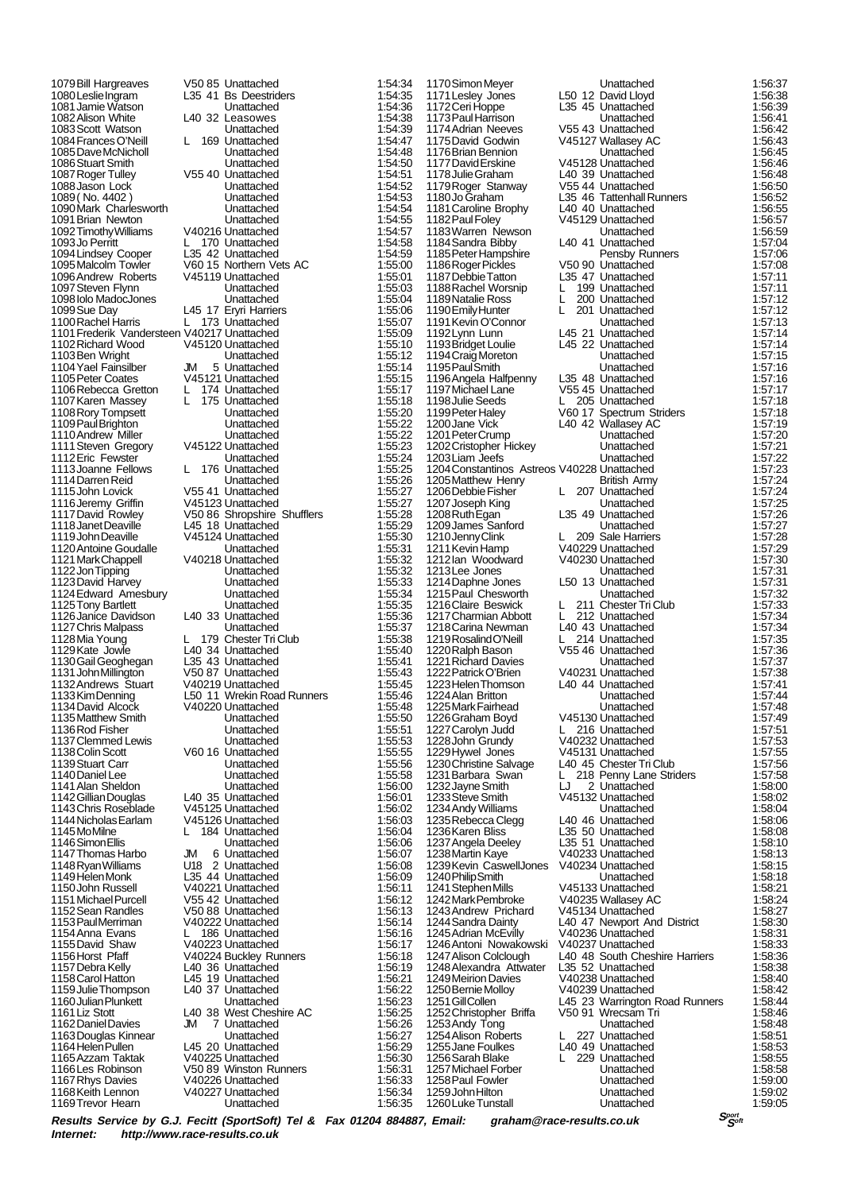| Pos | Name | Cat | Club | Time |
|---|---|---|---|---|
| 1079 | Bill Hargreaves | V50 85 | Unattached | 1:54:34 |
| 1080 | Leslie Ingram | L35 41 | Bs Deestriders | 1:54:35 |
| 1081 | Jamie Watson | | Unattached | 1:54:36 |
| 1082 | Alison White | L40 32 | Leasowes | 1:54:38 |
| 1083 | Scott Watson | | Unattached | 1:54:39 |
| 1084 | Frances O'Neill | L 169 | Unattached | 1:54:47 |
| 1085 | Dave McNicholl | | Unattached | 1:54:48 |
| 1086 | Stuart Smith | | Unattached | 1:54:50 |
| 1087 | Roger Tulley | V55 40 | Unattached | 1:54:51 |
| 1088 | Jason Lock | | Unattached | 1:54:52 |
| 1089 | ( No. 4402 ) | | Unattached | 1:54:53 |
| 1090 | Mark Charlesworth | | Unattached | 1:54:54 |
| 1091 | Brian Newton | | Unattached | 1:54:55 |
| 1092 | Timothy Williams | V40216 | Unattached | 1:54:57 |
| 1093 | Jo Perritt | L 170 | Unattached | 1:54:58 |
| 1094 | Lindsey Cooper | L35 42 | Unattached | 1:54:59 |
| 1095 | Malcolm Towler | V60 15 | Northern Vets AC | 1:55:00 |
| 1096 | Andrew Roberts | V45119 | Unattached | 1:55:01 |
| 1097 | Steven Flynn | | Unattached | 1:55:03 |
| 1098 | Iolo MadocJones | | Unattached | 1:55:04 |
| 1099 | Sue Day | L45 17 | Eryri Harriers | 1:55:06 |
| 1100 | Rachel Harris | L 173 | Unattached | 1:55:07 |
| 1101 | Frederik Vandersteen | V40217 | Unattached | 1:55:09 |
| 1102 | Richard Wood | V45120 | Unattached | 1:55:10 |
| 1103 | Ben Wright | | Unattached | 1:55:12 |
| 1104 | Yael Fainsilber | JM 5 | Unattached | 1:55:14 |
| 1105 | Peter Coates | V45121 | Unattached | 1:55:15 |
| 1106 | Rebecca Gretton | L 174 | Unattached | 1:55:17 |
| 1107 | Karen Massey | L 175 | Unattached | 1:55:18 |
| 1108 | Rory Tompsett | | Unattached | 1:55:20 |
| 1109 | Paul Brighton | | Unattached | 1:55:22 |
| 1110 | Andrew Miller | | Unattached | 1:55:22 |
| 1111 | Steven Gregory | V45122 | Unattached | 1:55:23 |
| 1112 | Eric Fewster | | Unattached | 1:55:24 |
| 1113 | Joanne Fellows | L 176 | Unattached | 1:55:25 |
| 1114 | Darren Reid | | Unattached | 1:55:26 |
| 1115 | John Lovick | V55 41 | Unattached | 1:55:27 |
| 1116 | Jeremy Griffin | V45123 | Unattached | 1:55:27 |
| 1117 | David Rowley | V50 86 | Shropshire Shufflers | 1:55:28 |
| 1118 | Janet Deaville | L45 18 | Unattached | 1:55:29 |
| 1119 | John Deaville | V45124 | Unattached | 1:55:30 |
| 1120 | Antoine Goudalle | | Unattached | 1:55:31 |
| 1121 | Mark Chappell | V40218 | Unattached | 1:55:32 |
| 1122 | Jon Tipping | | Unattached | 1:55:32 |
| 1123 | David Harvey | | Unattached | 1:55:33 |
| 1124 | Edward Amesbury | | Unattached | 1:55:34 |
| 1125 | Tony Bartlett | | Unattached | 1:55:35 |
| 1126 | Janice Davidson | L40 33 | Unattached | 1:55:36 |
| 1127 | Chris Malpass | | Unattached | 1:55:37 |
| 1128 | Mia Young | L 179 | Chester Tri Club | 1:55:38 |
| 1129 | Kate Jowle | L40 34 | Unattached | 1:55:40 |
| 1130 | Gail Geoghegan | L35 43 | Unattached | 1:55:41 |
| 1131 | John Millington | V50 87 | Unattached | 1:55:43 |
| 1132 | Andrews Stuart | V40219 | Unattached | 1:55:45 |
| 1133 | Kim Denning | L50 11 | Wrekin Road Runners | 1:55:46 |
| 1134 | David Alcock | V40220 | Unattached | 1:55:48 |
| 1135 | Matthew Smith | | Unattached | 1:55:50 |
| 1136 | Rod Fisher | | Unattached | 1:55:51 |
| 1137 | Clemmed Lewis | | Unattached | 1:55:53 |
| 1138 | Colin Scott | V60 16 | Unattached | 1:55:55 |
| 1139 | Stuart Carr | | Unattached | 1:55:56 |
| 1140 | Daniel Lee | | Unattached | 1:55:58 |
| 1141 | Alan Sheldon | | Unattached | 1:56:00 |
| 1142 | Gillian Douglas | L40 35 | Unattached | 1:56:01 |
| 1143 | Chris Roseblade | V45125 | Unattached | 1:56:02 |
| 1144 | Nicholas Earlam | V45126 | Unattached | 1:56:03 |
| 1145 | Mo Milne | L 184 | Unattached | 1:56:04 |
| 1146 | Simon Ellis | | Unattached | 1:56:06 |
| 1147 | Thomas Harbo | JM 6 | Unattached | 1:56:07 |
| 1148 | Ryan Williams | U18 2 | Unattached | 1:56:08 |
| 1149 | Helen Monk | L35 44 | Unattached | 1:56:09 |
| 1150 | John Russell | V40221 | Unattached | 1:56:11 |
| 1151 | Michael Purcell | V55 42 | Unattached | 1:56:12 |
| 1152 | Sean Randles | V50 88 | Unattached | 1:56:13 |
| 1153 | Paul Merriman | V40222 | Unattached | 1:56:14 |
| 1154 | Anna Evans | L 186 | Unattached | 1:56:16 |
| 1155 | David Shaw | V40223 | Unattached | 1:56:17 |
| 1156 | Horst Pfaff | V40224 | Buckley Runners | 1:56:18 |
| 1157 | Debra Kelly | L40 36 | Unattached | 1:56:19 |
| 1158 | Carol Hatton | L45 19 | Unattached | 1:56:21 |
| 1159 | Julie Thompson | L40 37 | Unattached | 1:56:22 |
| 1160 | Julian Plunkett | | Unattached | 1:56:23 |
| 1161 | Liz Stott | L40 38 | West Cheshire AC | 1:56:25 |
| 1162 | Daniel Davies | JM 7 | Unattached | 1:56:26 |
| 1163 | Douglas Kinnear | | Unattached | 1:56:27 |
| 1164 | Helen Pullen | L45 20 | Unattached | 1:56:29 |
| 1165 | Azzam Taktak | V40225 | Unattached | 1:56:30 |
| 1166 | Les Robinson | V50 89 | Winston Runners | 1:56:31 |
| 1167 | Rhys Davies | V40226 | Unattached | 1:56:33 |
| 1168 | Keith Lennon | V40227 | Unattached | 1:56:34 |
| 1169 | Trevor Hearn | | Unattached | 1:56:35 |
| 1170 | Simon Meyer | | Unattached | 1:56:37 |
| 1171 | Lesley Jones | L50 12 | David Lloyd | 1:56:38 |
| 1172 | Ceri Hoppe | L35 45 | Unattached | 1:56:39 |
| 1173 | Paul Harrison | | Unattached | 1:56:41 |
| 1174 | Adrian Neeves | V55 43 | Unattached | 1:56:42 |
| 1175 | David Godwin | V45127 | Wallasey AC | 1:56:43 |
| 1176 | Brian Bennion | | Unattached | 1:56:45 |
| 1177 | David Erskine | V45128 | Unattached | 1:56:46 |
| 1178 | Julie Graham | L40 39 | Unattached | 1:56:48 |
| 1179 | Roger Stanway | V55 44 | Unattached | 1:56:50 |
| 1180 | Jo Graham | L35 46 | Tattenhall Runners | 1:56:52 |
| 1181 | Caroline Brophy | L40 40 | Unattached | 1:56:55 |
| 1182 | Paul Foley | V45129 | Unattached | 1:56:57 |
| 1183 | Warren Newson | | Unattached | 1:56:59 |
| 1184 | Sandra Bibby | L40 41 | Unattached | 1:57:04 |
| 1185 | Peter Hampshire | | Pensby Runners | 1:57:06 |
| 1186 | Roger Pickles | V50 90 | Unattached | 1:57:08 |
| 1187 | Debbie Tatton | L35 47 | Unattached | 1:57:11 |
| 1188 | Rachel Worsnip | L 199 | Unattached | 1:57:11 |
| 1189 | Natalie Ross | L 200 | Unattached | 1:57:12 |
| 1190 | Emily Hunter | L 201 | Unattached | 1:57:12 |
| 1191 | Kevin O'Connor | | Unattached | 1:57:13 |
| 1192 | Lynn Lunn | L45 21 | Unattached | 1:57:14 |
| 1193 | Bridget Loulie | L45 22 | Unattached | 1:57:14 |
| 1194 | Craig Moreton | | Unattached | 1:57:15 |
| 1195 | Paul Smith | | Unattached | 1:57:16 |
| 1196 | Angela Halfpenny | L35 48 | Unattached | 1:57:16 |
| 1197 | Michael Lane | V55 45 | Unattached | 1:57:17 |
| 1198 | Julie Seeds | L 205 | Unattached | 1:57:18 |
| 1199 | Peter Haley | V60 17 | Spectrum Striders | 1:57:18 |
| 1200 | Jane Vick | L40 42 | Wallasey AC | 1:57:19 |
| 1201 | Peter Crump | | Unattached | 1:57:20 |
| 1202 | Cristopher Hickey | | Unattached | 1:57:21 |
| 1203 | Liam Jeefs | | Unattached | 1:57:22 |
| 1204 | Constantinos Astreos | V40228 | Unattached | 1:57:23 |
| 1205 | Matthew Henry | | British Army | 1:57:24 |
| 1206 | Debbie Fisher | L 207 | Unattached | 1:57:24 |
| 1207 | Joseph King | | Unattached | 1:57:25 |
| 1208 | Ruth Egan | L35 49 | Unattached | 1:57:26 |
| 1209 | James Sanford | | Unattached | 1:57:27 |
| 1210 | Jenny Clink | L 209 | Sale Harriers | 1:57:28 |
| 1211 | Kevin Hamp | V40229 | Unattached | 1:57:29 |
| 1212 | Ian Woodward | V40230 | Unattached | 1:57:30 |
| 1213 | Lee Jones | | Unattached | 1:57:31 |
| 1214 | Daphne Jones | L50 13 | Unattached | 1:57:31 |
| 1215 | Paul Chesworth | | Unattached | 1:57:32 |
| 1216 | Claire Beswick | L 211 | Chester Tri Club | 1:57:33 |
| 1217 | Charmian Abbott | L 212 | Unattached | 1:57:34 |
| 1218 | Carina Newman | L40 43 | Unattached | 1:57:34 |
| 1219 | Rosalind O'Neill | L 214 | Unattached | 1:57:35 |
| 1220 | Ralph Bason | V55 46 | Unattached | 1:57:36 |
| 1221 | Richard Davies | | Unattached | 1:57:37 |
| 1222 | Patrick O'Brien | V40231 | Unattached | 1:57:38 |
| 1223 | Helen Thomson | L40 44 | Unattached | 1:57:41 |
| 1224 | Alan Britton | | Unattached | 1:57:44 |
| 1225 | Mark Fairhead | | Unattached | 1:57:48 |
| 1226 | Graham Boyd | V45130 | Unattached | 1:57:49 |
| 1227 | Carolyn Judd | L 216 | Unattached | 1:57:51 |
| 1228 | John Grundy | V40232 | Unattached | 1:57:53 |
| 1229 | Hywel Jones | V45131 | Unattached | 1:57:55 |
| 1230 | Christine Salvage | L40 45 | Chester Tri Club | 1:57:56 |
| 1231 | Barbara Swan | L 218 | Penny Lane Striders | 1:57:58 |
| 1232 | Jayne Smith | LJ 2 | Unattached | 1:58:00 |
| 1233 | Steve Smith | V45132 | Unattached | 1:58:02 |
| 1234 | Andy Williams | | Unattached | 1:58:04 |
| 1235 | Rebecca Clegg | L40 46 | Unattached | 1:58:06 |
| 1236 | Karen Bliss | L35 50 | Unattached | 1:58:08 |
| 1237 | Angela Deeley | L35 51 | Unattached | 1:58:10 |
| 1238 | Martin Kaye | V40233 | Unattached | 1:58:13 |
| 1239 | Kevin CaswellJones | V40234 | Unattached | 1:58:15 |
| 1240 | Philip Smith | | Unattached | 1:58:18 |
| 1241 | Stephen Mills | V45133 | Unattached | 1:58:21 |
| 1242 | Mark Pembroke | V40235 | Wallasey AC | 1:58:24 |
| 1243 | Andrew Prichard | V45134 | Unattached | 1:58:27 |
| 1244 | Sandra Dainty | L40 47 | Newport And District | 1:58:30 |
| 1245 | Adrian McEvilly | V40236 | Unattached | 1:58:31 |
| 1246 | Antoni Nowakowski | V40237 | Unattached | 1:58:33 |
| 1247 | Alison Colclough | L40 48 | South Cheshire Harriers | 1:58:36 |
| 1248 | Alexandra Attwater | L35 52 | Unattached | 1:58:38 |
| 1249 | Meirion Davies | V40238 | Unattached | 1:58:40 |
| 1250 | Bernie Molloy | V40239 | Unattached | 1:58:42 |
| 1251 | Gill Collen | L45 23 | Warrington Road Runners | 1:58:44 |
| 1252 | Christopher Briffa | V50 91 | Wrecsam Tri | 1:58:46 |
| 1253 | Andy Tong | | Unattached | 1:58:48 |
| 1254 | Alison Roberts | L 227 | Unattached | 1:58:51 |
| 1255 | Jane Foulkes | L40 49 | Unattached | 1:58:53 |
| 1256 | Sarah Blake | L 229 | Unattached | 1:58:55 |
| 1257 | Michael Forber | | Unattached | 1:58:58 |
| 1258 | Paul Fowler | | Unattached | 1:59:00 |
| 1259 | John Hilton | | Unattached | 1:59:02 |
| 1260 | Luke Tunstall | | Unattached | 1:59:05 |

***Results Service by G.J. Fecitt (SportSoft) Tel & Fax 01204 884887, Email: graham@race-results.co.uk***
***Internet: http://www.race-results.co.uk***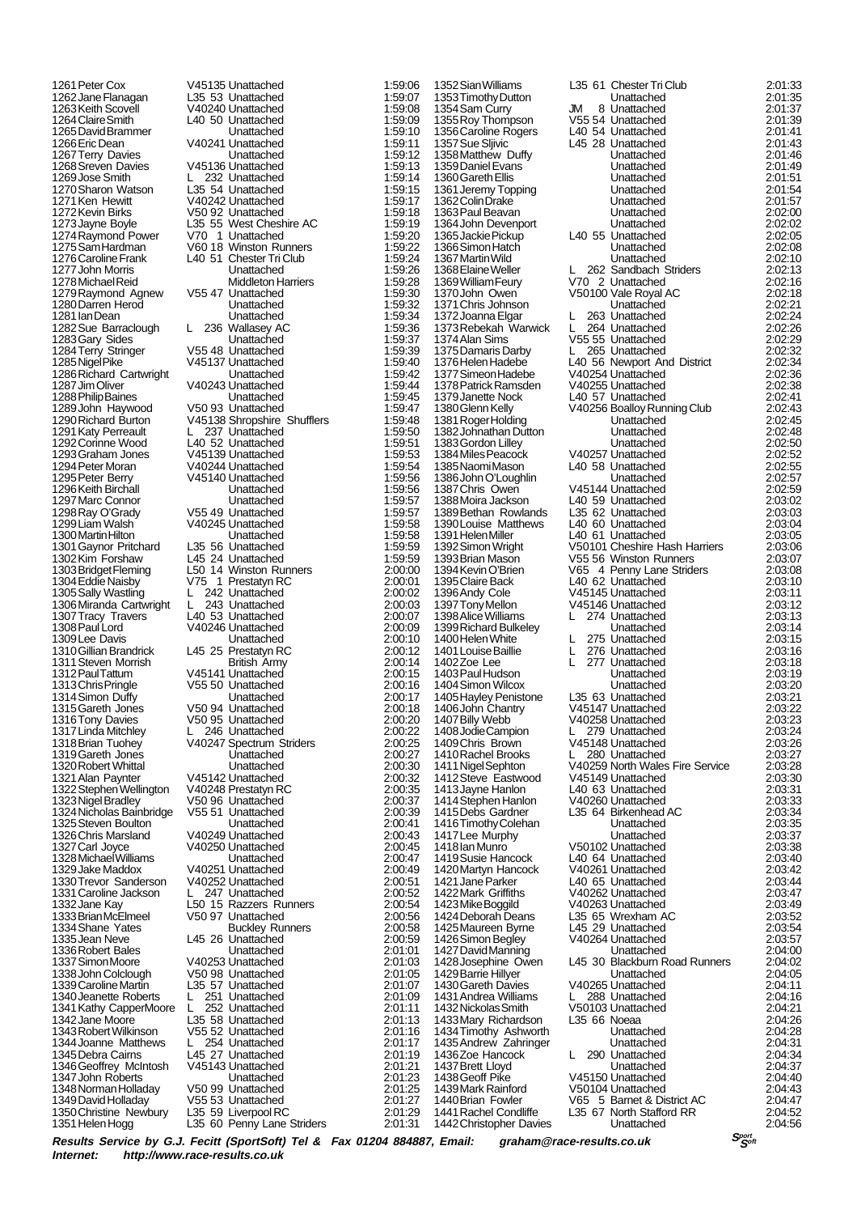| Pos | Name | Cat | Club | Time |
|---|---|---|---|---|
| 1261 | Peter Cox | V45135 | Unattached | 1:59:06 |
| 1262 | Jane Flanagan | L35 53 | Unattached | 1:59:07 |
| 1263 | Keith Scovell | V40240 | Unattached | 1:59:08 |
| 1264 | Claire Smith | L40 50 | Unattached | 1:59:09 |
| 1265 | David Brammer | | Unattached | 1:59:10 |
| 1266 | Eric Dean | V40241 | Unattached | 1:59:11 |
| 1267 | Terry Davies | | Unattached | 1:59:12 |
| 1268 | Sreven Davies | V45136 | Unattached | 1:59:13 |
| 1269 | Jose Smith | L 232 | Unattached | 1:59:14 |
| 1270 | Sharon Watson | L35 54 | Unattached | 1:59:15 |
| 1271 | Ken Hewitt | V40242 | Unattached | 1:59:17 |
| 1272 | Kevin Birks | V50 92 | Unattached | 1:59:18 |
| 1273 | Jayne Boyle | L35 55 | West Cheshire AC | 1:59:19 |
| 1274 | Raymond Power | V70 1 | Unattached | 1:59:20 |
| 1275 | Sam Hardman | V60 18 | Winston Runners | 1:59:22 |
| 1276 | Caroline Frank | L40 51 | Chester Tri Club | 1:59:24 |
| 1277 | John Morris | | Unattached | 1:59:26 |
| 1278 | Michael Reid | | Middleton Harriers | 1:59:28 |
| 1279 | Raymond Agnew | V55 47 | Unattached | 1:59:30 |
| 1280 | Darren Herod | | Unattached | 1:59:32 |
| 1281 | Ian Dean | | Unattached | 1:59:34 |
| 1282 | Sue Barraclough | L 236 | Wallasey AC | 1:59:36 |
| 1283 | Gary Sides | | Unattached | 1:59:37 |
| 1284 | Terry Stringer | V55 48 | Unattached | 1:59:39 |
| 1285 | Nigel Pike | V45137 | Unattached | 1:59:40 |
| 1286 | Richard Cartwright | | Unattached | 1:59:42 |
| 1287 | Jim Oliver | V40243 | Unattached | 1:59:44 |
| 1288 | Philip Baines | | Unattached | 1:59:45 |
| 1289 | John Haywood | V50 93 | Unattached | 1:59:47 |
| 1290 | Richard Burton | V45138 | Shropshire Shufflers | 1:59:48 |
| 1291 | Katy Perreault | L 237 | Unattached | 1:59:50 |
| 1292 | Corinne Wood | L40 52 | Unattached | 1:59:51 |
| 1293 | Graham Jones | V45139 | Unattached | 1:59:53 |
| 1294 | Peter Moran | V40244 | Unattached | 1:59:54 |
| 1295 | Peter Berry | V45140 | Unattached | 1:59:56 |
| 1296 | Keith Birchall | | Unattached | 1:59:56 |
| 1297 | Marc Connor | | Unattached | 1:59:57 |
| 1298 | Ray O'Grady | V55 49 | Unattached | 1:59:57 |
| 1299 | Liam Walsh | V40245 | Unattached | 1:59:58 |
| 1300 | Martin Hilton | | Unattached | 1:59:58 |
| 1301 | Gaynor Pritchard | L35 56 | Unattached | 1:59:59 |
| 1302 | Kim Forshaw | L45 24 | Unattached | 1:59:59 |
| 1303 | Bridget Fleming | L50 14 | Winston Runners | 2:00:00 |
| 1304 | Eddie Naisby | V75 1 | Prestatyn RC | 2:00:01 |
| 1305 | Sally Wastling | L 242 | Unattached | 2:00:02 |
| 1306 | Miranda Cartwright | L 243 | Unattached | 2:00:03 |
| 1307 | Tracy Travers | L40 53 | Unattached | 2:00:07 |
| 1308 | Paul Lord | V40246 | Unattached | 2:00:09 |
| 1309 | Lee Davis | | Unattached | 2:00:10 |
| 1310 | Gillian Brandrick | L45 25 | Prestatyn RC | 2:00:12 |
| 1311 | Steven Morrish | | British Army | 2:00:14 |
| 1312 | Paul Tattum | V45141 | Unattached | 2:00:15 |
| 1313 | Chris Pringle | V55 50 | Unattached | 2:00:16 |
| 1314 | Simon Duffy | | Unattached | 2:00:17 |
| 1315 | Gareth Jones | V50 94 | Unattached | 2:00:18 |
| 1316 | Tony Davies | V50 95 | Unattached | 2:00:20 |
| 1317 | Linda Mitchley | L 246 | Unattached | 2:00:22 |
| 1318 | Brian Tuohey | V40247 | Spectrum Striders | 2:00:25 |
| 1319 | Gareth Jones | | Unattached | 2:00:27 |
| 1320 | Robert Whittal | | Unattached | 2:00:30 |
| 1321 | Alan Paynter | V45142 | Unattached | 2:00:32 |
| 1322 | Stephen Wellington | V40248 | Prestatyn RC | 2:00:35 |
| 1323 | Nigel Bradley | V50 96 | Unattached | 2:00:37 |
| 1324 | Nicholas Bainbridge | V55 51 | Unattached | 2:00:39 |
| 1325 | Steven Boulton | | Unattached | 2:00:41 |
| 1326 | Chris Marsland | V40249 | Unattached | 2:00:43 |
| 1327 | Carl Joyce | V40250 | Unattached | 2:00:45 |
| 1328 | Michael Williams | | Unattached | 2:00:47 |
| 1329 | Jake Maddox | V40251 | Unattached | 2:00:49 |
| 1330 | Trevor Sanderson | V40252 | Unattached | 2:00:51 |
| 1331 | Caroline Jackson | L 247 | Unattached | 2:00:52 |
| 1332 | Jane Kay | L50 15 | Razzers Runners | 2:00:54 |
| 1333 | Brian McElmeel | V50 97 | Unattached | 2:00:56 |
| 1334 | Shane Yates | | Buckley Runners | 2:00:58 |
| 1335 | Jean Neve | L45 26 | Unattached | 2:00:59 |
| 1336 | Robert Bales | | Unattached | 2:01:01 |
| 1337 | Simon Moore | V40253 | Unattached | 2:01:03 |
| 1338 | John Colclough | V50 98 | Unattached | 2:01:05 |
| 1339 | Caroline Martin | L35 57 | Unattached | 2:01:07 |
| 1340 | Jeanette Roberts | L 251 | Unattached | 2:01:09 |
| 1341 | Kathy CapperMoore | L 252 | Unattached | 2:01:11 |
| 1342 | Jane Moore | L35 58 | Unattached | 2:01:13 |
| 1343 | Robert Wilkinson | V55 52 | Unattached | 2:01:16 |
| 1344 | Joanne Matthews | L 254 | Unattached | 2:01:17 |
| 1345 | Debra Cairns | L45 27 | Unattached | 2:01:19 |
| 1346 | Geoffrey McIntosh | V45143 | Unattached | 2:01:21 |
| 1347 | John Roberts | | Unattached | 2:01:23 |
| 1348 | Norman Holladay | V50 99 | Unattached | 2:01:25 |
| 1349 | David Holladay | V55 53 | Unattached | 2:01:27 |
| 1350 | Christine Newbury | L35 59 | Liverpool RC | 2:01:29 |
| 1351 | Helen Hogg | L35 60 | Penny Lane Striders | 2:01:31 |
| 1352 | Sian Williams | L35 61 | Chester Tri Club | 2:01:33 |
| 1353 | Timothy Dutton | | Unattached | 2:01:35 |
| 1354 | Sam Curry | JM 8 | Unattached | 2:01:37 |
| 1355 | Roy Thompson | V55 54 | Unattached | 2:01:39 |
| 1356 | Caroline Rogers | L40 54 | Unattached | 2:01:41 |
| 1357 | Sue Sljivic | L45 28 | Unattached | 2:01:43 |
| 1358 | Matthew Duffy | | Unattached | 2:01:46 |
| 1359 | Daniel Evans | | Unattached | 2:01:49 |
| 1360 | Gareth Ellis | | Unattached | 2:01:51 |
| 1361 | Jeremy Topping | | Unattached | 2:01:54 |
| 1362 | Colin Drake | | Unattached | 2:01:57 |
| 1363 | Paul Beavan | | Unattached | 2:02:00 |
| 1364 | John Devenport | | Unattached | 2:02:02 |
| 1365 | Jackie Pickup | L40 55 | Unattached | 2:02:05 |
| 1366 | Simon Hatch | | Unattached | 2:02:08 |
| 1367 | Martin Wild | | Unattached | 2:02:10 |
| 1368 | Elaine Weller | L 262 | Sandbach Striders | 2:02:13 |
| 1369 | William Feury | V70 2 | Unattached | 2:02:16 |
| 1370 | John Owen | V50100 | Vale Royal AC | 2:02:18 |
| 1371 | Chris Johnson | | Unattached | 2:02:21 |
| 1372 | Joanna Elgar | L 263 | Unattached | 2:02:24 |
| 1373 | Rebekah Warwick | L 264 | Unattached | 2:02:26 |
| 1374 | Alan Sims | V55 55 | Unattached | 2:02:29 |
| 1375 | Damaris Darby | L 265 | Unattached | 2:02:32 |
| 1376 | Helen Hadebe | L40 56 | Newport And District | 2:02:34 |
| 1377 | Simeon Hadebe | V40254 | Unattached | 2:02:36 |
| 1378 | Patrick Ramsden | V40255 | Unattached | 2:02:38 |
| 1379 | Janette Nock | L40 57 | Unattached | 2:02:41 |
| 1380 | Glenn Kelly | V40256 | Boalloy Running Club | 2:02:43 |
| 1381 | Roger Holding | | Unattached | 2:02:45 |
| 1382 | Johnathan Dutton | | Unattached | 2:02:48 |
| 1383 | Gordon Lilley | | Unattached | 2:02:50 |
| 1384 | Miles Peacock | V40257 | Unattached | 2:02:52 |
| 1385 | Naomi Mason | L40 58 | Unattached | 2:02:55 |
| 1386 | John O'Loughlin | | Unattached | 2:02:57 |
| 1387 | Chris Owen | V45144 | Unattached | 2:02:59 |
| 1388 | Moira Jackson | L40 59 | Unattached | 2:03:02 |
| 1389 | Bethan Rowlands | L35 62 | Unattached | 2:03:03 |
| 1390 | Louise Matthews | L40 60 | Unattached | 2:03:04 |
| 1391 | Helen Miller | L40 61 | Unattached | 2:03:05 |
| 1392 | Simon Wright | V50101 | Cheshire Hash Harriers | 2:03:06 |
| 1393 | Brian Mason | V55 56 | Winston Runners | 2:03:07 |
| 1394 | Kevin O'Brien | V65 4 | Penny Lane Striders | 2:03:08 |
| 1395 | Claire Back | L40 62 | Unattached | 2:03:10 |
| 1396 | Andy Cole | V45145 | Unattached | 2:03:11 |
| 1397 | Tony Mellon | V45146 | Unattached | 2:03:12 |
| 1398 | Alice Williams | L 274 | Unattached | 2:03:13 |
| 1399 | Richard Bulkeley | | Unattached | 2:03:14 |
| 1400 | Helen White | L 275 | Unattached | 2:03:15 |
| 1401 | Louise Baillie | L 276 | Unattached | 2:03:16 |
| 1402 | Zoe Lee | L 277 | Unattached | 2:03:18 |
| 1403 | Paul Hudson | | Unattached | 2:03:19 |
| 1404 | Simon Wilcox | | Unattached | 2:03:20 |
| 1405 | Hayley Penistone | L35 63 | Unattached | 2:03:21 |
| 1406 | John Chantry | V45147 | Unattached | 2:03:22 |
| 1407 | Billy Webb | V40258 | Unattached | 2:03:23 |
| 1408 | Jodie Campion | L 279 | Unattached | 2:03:24 |
| 1409 | Chris Brown | V45148 | Unattached | 2:03:26 |
| 1410 | Rachel Brooks | L 280 | Unattached | 2:03:27 |
| 1411 | Nigel Sephton | V40259 | North Wales Fire Service | 2:03:28 |
| 1412 | Steve Eastwood | V45149 | Unattached | 2:03:30 |
| 1413 | Jayne Hanlon | L40 63 | Unattached | 2:03:31 |
| 1414 | Stephen Hanlon | V40260 | Unattached | 2:03:33 |
| 1415 | Debs Gardner | L35 64 | Birkenhead AC | 2:03:34 |
| 1416 | Timothy Colehan | | Unattached | 2:03:35 |
| 1417 | Lee Murphy | | Unattached | 2:03:37 |
| 1418 | Ian Munro | V50102 | Unattached | 2:03:38 |
| 1419 | Susie Hancock | L40 64 | Unattached | 2:03:40 |
| 1420 | Martyn Hancock | V40261 | Unattached | 2:03:42 |
| 1421 | Jane Parker | L40 65 | Unattached | 2:03:44 |
| 1422 | Mark Griffiths | V40262 | Unattached | 2:03:47 |
| 1423 | Mike Boggild | V40263 | Unattached | 2:03:49 |
| 1424 | Deborah Deans | L35 65 | Wrexham AC | 2:03:52 |
| 1425 | Maureen Byrne | L45 29 | Unattached | 2:03:54 |
| 1426 | Simon Begley | V40264 | Unattached | 2:03:57 |
| 1427 | David Manning | | Unattached | 2:04:00 |
| 1428 | Josephine Owen | L45 30 | Blackburn Road Runners | 2:04:02 |
| 1429 | Barrie Hillyer | | Unattached | 2:04:05 |
| 1430 | Gareth Davies | V40265 | Unattached | 2:04:11 |
| 1431 | Andrea Williams | L 288 | Unattached | 2:04:16 |
| 1432 | Nickolas Smith | V50103 | Unattached | 2:04:21 |
| 1433 | Mary Richardson | L35 66 | Noeaa | 2:04:26 |
| 1434 | Timothy Ashworth | | Unattached | 2:04:28 |
| 1435 | Andrew Zahringer | | Unattached | 2:04:31 |
| 1436 | Zoe Hancock | L 290 | Unattached | 2:04:34 |
| 1437 | Brett Lloyd | | Unattached | 2:04:37 |
| 1438 | Geoff Pike | V45150 | Unattached | 2:04:40 |
| 1439 | Mark Rainford | V50104 | Unattached | 2:04:43 |
| 1440 | Brian Fowler | V65 5 | Barnet & District AC | 2:04:47 |
| 1441 | Rachel Condliffe | L35 67 | North Stafford RR | 2:04:52 |
| 1442 | Christopher Davies | | Unattached | 2:04:56 |

*Results Service by G.J. Fecitt (SportSoft) Tel & Fax 01204 884887, Email: graham@race-results.co.uk*
*Internet: http://www.race-results.co.uk*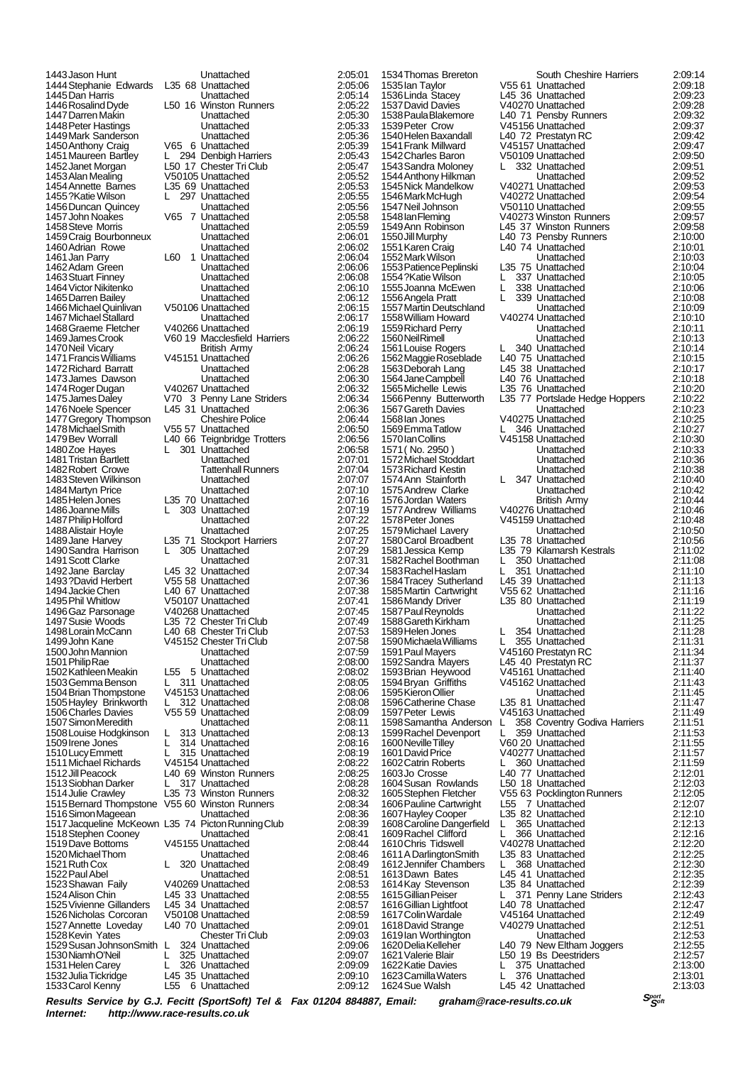| Pos | Name | Cat | Club | Time |
|---|---|---|---|---|
| 1443 | Jason Hunt | | Unattached | 2:05:01 |
| 1444 | Stephanie Edwards | L35 68 | Unattached | 2:05:06 |
| 1445 | Dan Harris | | Unattached | 2:05:14 |
| 1446 | Rosalind Dyde | L50 16 | Winston Runners | 2:05:22 |
| 1447 | Darren Makin | | Unattached | 2:05:30 |
| 1448 | Peter Hastings | | Unattached | 2:05:33 |
| 1449 | Mark Sanderson | | Unattached | 2:05:36 |
| 1450 | Anthony Craig | V65 6 | Unattached | 2:05:39 |
| 1451 | Maureen Bartley | L 294 | Denbigh Harriers | 2:05:43 |
| 1452 | Janet Morgan | L50 17 | Chester Tri Club | 2:05:47 |
| 1453 | Alan Mealing | V50105 | Unattached | 2:05:52 |
| 1454 | Annette Barnes | L35 69 | Unattached | 2:05:53 |
| 1455 | ?Katie Wilson | L 297 | Unattached | 2:05:55 |
| 1456 | Duncan Quincey | | Unattached | 2:05:56 |
| 1457 | John Noakes | V65 7 | Unattached | 2:05:58 |
| 1458 | Steve Morris | | Unattached | 2:05:59 |
| 1459 | Craig Bourbonneux | | Unattached | 2:06:01 |
| 1460 | Adrian Rowe | | Unattached | 2:06:02 |
| 1461 | Jan Parry | L60 1 | Unattached | 2:06:04 |
| 1462 | Adam Green | | Unattached | 2:06:06 |
| 1463 | Stuart Finney | | Unattached | 2:06:08 |
| 1464 | Victor Nikitenko | | Unattached | 2:06:10 |
| 1465 | Darren Bailey | | Unattached | 2:06:12 |
| 1466 | Michael Quinlivan | V50106 | Unattached | 2:06:15 |
| 1467 | Michael Stallard | | Unattached | 2:06:17 |
| 1468 | Graeme Fletcher | V40266 | Unattached | 2:06:19 |
| 1469 | James Crook | V60 19 | Macclesfield Harriers | 2:06:22 |
| 1470 | Neil Vicary | | British Army | 2:06:24 |
| 1471 | Francis Williams | V45151 | Unattached | 2:06:26 |
| 1472 | Richard Barratt | | Unattached | 2:06:28 |
| 1473 | James Dawson | | Unattached | 2:06:30 |
| 1474 | Roger Dugan | V40267 | Unattached | 2:06:32 |
| 1475 | James Daley | V70 3 | Penny Lane Striders | 2:06:34 |
| 1476 | Noele Spencer | L45 31 | Unattached | 2:06:36 |
| 1477 | Gregory Thompson | | Cheshire Police | 2:06:44 |
| 1478 | Michael Smith | V55 57 | Unattached | 2:06:50 |
| 1479 | Bev Worrall | L40 66 | Teignbridge Trotters | 2:06:56 |
| 1480 | Zoe Hayes | L 301 | Unattached | 2:06:58 |
| 1481 | Tristan Bartlett | | Unattached | 2:07:01 |
| 1482 | Robert Crowe | | Tattenhall Runners | 2:07:04 |
| 1483 | Steven Wilkinson | | Unattached | 2:07:07 |
| 1484 | Martyn Price | | Unattached | 2:07:10 |
| 1485 | Helen Jones | L35 70 | Unattached | 2:07:16 |
| 1486 | Joanne Mills | L 303 | Unattached | 2:07:19 |
| 1487 | Philip Holford | | Unattached | 2:07:22 |
| 1488 | Alistair Hoyle | | Unattached | 2:07:25 |
| 1489 | Jane Harvey | L35 71 | Stockport Harriers | 2:07:27 |
| 1490 | Sandra Harrison | L 305 | Unattached | 2:07:29 |
| 1491 | Scott Clarke | | Unattached | 2:07:31 |
| 1492 | Jane Barclay | L45 32 | Unattached | 2:07:34 |
| 1493 | ?David Herbert | V55 58 | Unattached | 2:07:36 |
| 1494 | Jackie Chen | L40 67 | Unattached | 2:07:38 |
| 1495 | Phil Whitlow | V50107 | Unattached | 2:07:41 |
| 1496 | Gaz Parsonage | V40268 | Unattached | 2:07:45 |
| 1497 | Susie Woods | L35 72 | Chester Tri Club | 2:07:49 |
| 1498 | Lorain McCann | L40 68 | Chester Tri Club | 2:07:53 |
| 1499 | John Kane | V45152 | Chester Tri Club | 2:07:58 |
| 1500 | John Mannion | | Unattached | 2:07:59 |
| 1501 | Philip Rae | | Unattached | 2:08:00 |
| 1502 | Kathleen Meakin | L55 5 | Unattached | 2:08:02 |
| 1503 | Gemma Benson | L 311 | Unattached | 2:08:05 |
| 1504 | Brian Thompstone | V45153 | Unattached | 2:08:06 |
| 1505 | Hayley Brinkworth | L 312 | Unattached | 2:08:08 |
| 1506 | Charles Davies | V55 59 | Unattached | 2:08:09 |
| 1507 | Simon Meredith | | Unattached | 2:08:11 |
| 1508 | Louise Hodgkinson | L 313 | Unattached | 2:08:13 |
| 1509 | Irene Jones | L 314 | Unattached | 2:08:16 |
| 1510 | Lucy Emmett | L 315 | Unattached | 2:08:19 |
| 1511 | Michael Richards | V45154 | Unattached | 2:08:22 |
| 1512 | Jill Peacock | L40 69 | Winston Runners | 2:08:25 |
| 1513 | Siobhan Darker | L 317 | Unattached | 2:08:28 |
| 1514 | Julie Crawley | L35 73 | Winston Runners | 2:08:32 |
| 1515 | Bernard Thompstone | V55 60 | Winston Runners | 2:08:34 |
| 1516 | Simon Mageean | | Unattached | 2:08:36 |
| 1517 | Jacqueline McKeown | L35 74 | Picton Running Club | 2:08:39 |
| 1518 | Stephen Cooney | | Unattached | 2:08:41 |
| 1519 | Dave Bottoms | V45155 | Unattached | 2:08:44 |
| 1520 | Michael Thom | | Unattached | 2:08:46 |
| 1521 | Ruth Cox | L 320 | Unattached | 2:08:49 |
| 1522 | Paul Abel | | Unattached | 2:08:51 |
| 1523 | Shawan Faily | V40269 | Unattached | 2:08:53 |
| 1524 | Alison Chin | L45 33 | Unattached | 2:08:55 |
| 1525 | Vivienne Gillanders | L45 34 | Unattached | 2:08:57 |
| 1526 | Nicholas Corcoran | V50108 | Unattached | 2:08:59 |
| 1527 | Annette Loveday | L40 70 | Unattached | 2:09:01 |
| 1528 | Kevin Yates | | Chester Tri Club | 2:09:03 |
| 1529 | Susan JohnsonSmith | L 324 | Unattached | 2:09:06 |
| 1530 | Niamh O'Neil | L 325 | Unattached | 2:09:07 |
| 1531 | Helen Carey | L 326 | Unattached | 2:09:09 |
| 1532 | Julia Tickridge | L45 35 | Unattached | 2:09:10 |
| 1533 | Carol Kenny | L55 6 | Unattached | 2:09:12 |
| 1534 | Thomas Brereton | | South Cheshire Harriers | 2:09:14 |
| 1535 | Ian Taylor | V55 61 | Unattached | 2:09:18 |
| 1536 | Linda Stacey | L45 36 | Unattached | 2:09:23 |
| 1537 | David Davies | V40270 | Unattached | 2:09:28 |
| 1538 | Paula Blakemore | L40 71 | Pensby Runners | 2:09:32 |
| 1539 | Peter Crow | V45156 | Unattached | 2:09:37 |
| 1540 | Helen Baxandall | L40 72 | Prestatyn RC | 2:09:42 |
| 1541 | Frank Millward | V45157 | Unattached | 2:09:47 |
| 1542 | Charles Baron | V50109 | Unattached | 2:09:50 |
| 1543 | Sandra Moloney | L 332 | Unattached | 2:09:51 |
| 1544 | Anthony Hilkman | | Unattached | 2:09:52 |
| 1545 | Nick Mandelkow | V40271 | Unattached | 2:09:53 |
| 1546 | Mark McHugh | V40272 | Unattached | 2:09:54 |
| 1547 | Neil Johnson | V50110 | Unattached | 2:09:55 |
| 1548 | Ian Fleming | V40273 | Winston Runners | 2:09:57 |
| 1549 | Ann Robinson | L45 37 | Winston Runners | 2:09:58 |
| 1550 | Jill Murphy | L40 73 | Pensby Runners | 2:10:00 |
| 1551 | Karen Craig | L40 74 | Unattached | 2:10:01 |
| 1552 | Mark Wilson | | Unattached | 2:10:03 |
| 1553 | Patience Peplinski | L35 75 | Unattached | 2:10:04 |
| 1554 | ?Katie Wilson | L 337 | Unattached | 2:10:05 |
| 1555 | Joanna McEwen | L 338 | Unattached | 2:10:06 |
| 1556 | Angela Pratt | L 339 | Unattached | 2:10:08 |
| 1557 | Martin Deutschland | | Unattached | 2:10:09 |
| 1558 | William Howard | V40274 | Unattached | 2:10:10 |
| 1559 | Richard Perry | | Unattached | 2:10:11 |
| 1560 | Neil Rimell | | Unattached | 2:10:13 |
| 1561 | Louise Rogers | L 340 | Unattached | 2:10:14 |
| 1562 | Maggie Roseblade | L40 75 | Unattached | 2:10:15 |
| 1563 | Deborah Lang | L45 38 | Unattached | 2:10:17 |
| 1564 | Jane Campbell | L40 76 | Unattached | 2:10:18 |
| 1565 | Michelle Lewis | L35 76 | Unattached | 2:10:20 |
| 1566 | Penny Butterworth | L35 77 | Portslade Hedge Hoppers | 2:10:22 |
| 1567 | Gareth Davies | | Unattached | 2:10:23 |
| 1568 | Ian Jones | V40275 | Unattached | 2:10:25 |
| 1569 | Emma Tatlow | L 346 | Unattached | 2:10:27 |
| 1570 | Ian Collins | V45158 | Unattached | 2:10:30 |
| 1571 | ( No. 2950 ) | | Unattached | 2:10:33 |
| 1572 | Michael Stoddart | | Unattached | 2:10:36 |
| 1573 | Richard Kestin | | Unattached | 2:10:38 |
| 1574 | Ann Stainforth | L 347 | Unattached | 2:10:40 |
| 1575 | Andrew Clarke | | Unattached | 2:10:42 |
| 1576 | Jordan Waters | | British Army | 2:10:44 |
| 1577 | Andrew Williams | V40276 | Unattached | 2:10:46 |
| 1578 | Peter Jones | V45159 | Unattached | 2:10:48 |
| 1579 | Michael Lavery | | Unattached | 2:10:50 |
| 1580 | Carol Broadbent | L35 78 | Unattached | 2:10:56 |
| 1581 | Jessica Kemp | L35 79 | Kilamarsh Kestrals | 2:11:02 |
| 1582 | Rachel Boothman | L 350 | Unattached | 2:11:08 |
| 1583 | Rachel Haslam | L 351 | Unattached | 2:11:10 |
| 1584 | Tracey Sutherland | L45 39 | Unattached | 2:11:13 |
| 1585 | Martin Cartwright | V55 62 | Unattached | 2:11:16 |
| 1586 | Mandy Driver | L35 80 | Unattached | 2:11:19 |
| 1587 | Paul Reynolds | | Unattached | 2:11:22 |
| 1588 | Gareth Kirkham | | Unattached | 2:11:25 |
| 1589 | Helen Jones | L 354 | Unattached | 2:11:28 |
| 1590 | Michaela Williams | L 355 | Unattached | 2:11:31 |
| 1591 | Paul Mayers | V45160 | Prestatyn RC | 2:11:34 |
| 1592 | Sandra Mayers | L45 40 | Prestatyn RC | 2:11:37 |
| 1593 | Brian Heywood | V45161 | Unattached | 2:11:40 |
| 1594 | Bryan Griffiths | V45162 | Unattached | 2:11:43 |
| 1595 | Kieron Ollier | | Unattached | 2:11:45 |
| 1596 | Catherine Chase | L35 81 | Unattached | 2:11:47 |
| 1597 | Peter Lewis | V45163 | Unattached | 2:11:49 |
| 1598 | Samantha Anderson | L 358 | Coventry Godiva Harriers | 2:11:51 |
| 1599 | Rachel Devenport | L 359 | Unattached | 2:11:53 |
| 1600 | Neville Tilley | V60 20 | Unattached | 2:11:55 |
| 1601 | David Price | V40277 | Unattached | 2:11:57 |
| 1602 | Catrin Roberts | L 360 | Unattached | 2:11:59 |
| 1603 | Jo Crosse | L40 77 | Unattached | 2:12:01 |
| 1604 | Susan Rowlands | L50 18 | Unattached | 2:12:03 |
| 1605 | Stephen Fletcher | V55 63 | Pocklington Runners | 2:12:05 |
| 1606 | Pauline Cartwright | L55 7 | Unattached | 2:12:07 |
| 1607 | Hayley Cooper | L35 82 | Unattached | 2:12:10 |
| 1608 | Caroline Dangerfield | L 365 | Unattached | 2:12:13 |
| 1609 | Rachel Clifford | L 366 | Unattached | 2:12:16 |
| 1610 | Chris Tidswell | V40278 | Unattached | 2:12:20 |
| 1611 | A DarlingtonSmith | L35 83 | Unattached | 2:12:25 |
| 1612 | Jennifer Chambers | L 368 | Unattached | 2:12:30 |
| 1613 | Dawn Bates | L45 41 | Unattached | 2:12:35 |
| 1614 | Kay Stevenson | L35 84 | Unattached | 2:12:39 |
| 1615 | Gillian Peiser | L 371 | Penny Lane Striders | 2:12:43 |
| 1616 | Gillian Lightfoot | L40 78 | Unattached | 2:12:47 |
| 1617 | Colin Wardale | V45164 | Unattached | 2:12:49 |
| 1618 | David Strange | V40279 | Unattached | 2:12:51 |
| 1619 | Ian Worthington | | Unattached | 2:12:53 |
| 1620 | Delia Kelleher | L40 79 | New Eltham Joggers | 2:12:55 |
| 1621 | Valerie Blair | L50 19 | Bs Deestriders | 2:12:57 |
| 1622 | Katie Davies | L 375 | Unattached | 2:13:00 |
| 1623 | Camilla Waters | L 376 | Unattached | 2:13:01 |
| 1624 | Sue Walsh | L45 42 | Unattached | 2:13:03 |

***Results Service by G.J. Fecitt (SportSoft) Tel & Fax 01204 884887, Email: graham@race-results.co.uk***
***Internet: http://www.race-results.co.uk***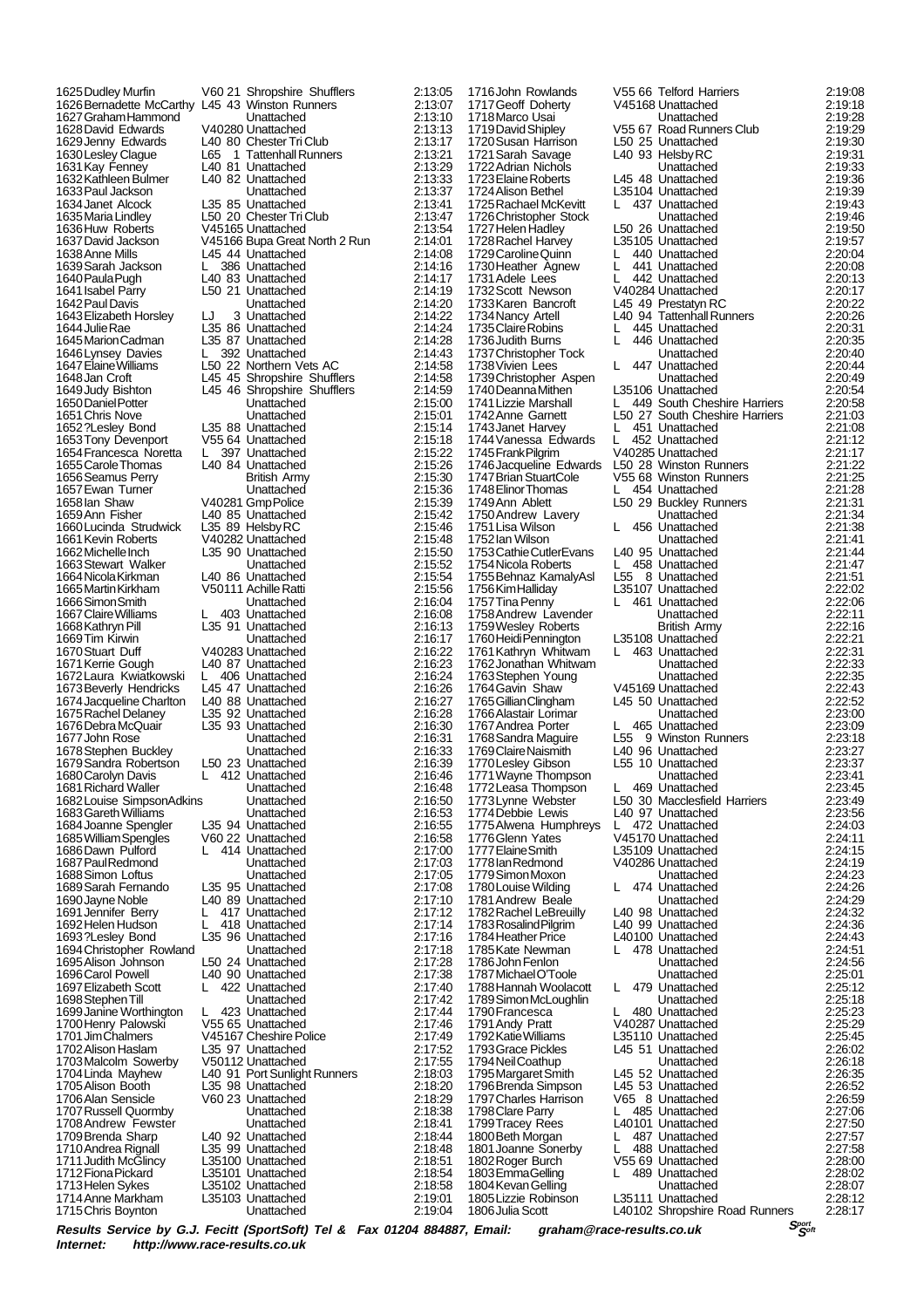| Pos | Name | Cat | Club | Time |
|---|---|---|---|---|
| 1625 | Dudley Murfin | V60 21 | Shropshire Shufflers | 2:13:05 |
| 1626 | Bernadette McCarthy | L45 43 | Winston Runners | 2:13:07 |
| 1627 | Graham Hammond | | Unattached | 2:13:10 |
| 1628 | David Edwards | V40280 | Unattached | 2:13:13 |
| 1629 | Jenny Edwards | L40 80 | Chester Tri Club | 2:13:17 |
| 1630 | Lesley Clague | L65 1 | Tattenhall Runners | 2:13:21 |
| 1631 | Kay Fenney | L40 81 | Unattached | 2:13:29 |
| 1632 | Kathleen Bulmer | L40 82 | Unattached | 2:13:33 |
| 1633 | Paul Jackson | | Unattached | 2:13:37 |
| 1634 | Janet Alcock | L35 85 | Unattached | 2:13:41 |
| 1635 | Maria Lindley | L50 20 | Chester Tri Club | 2:13:47 |
| 1636 | Huw Roberts | V45165 | Unattached | 2:13:54 |
| 1637 | David Jackson | V45166 | Bupa Great North 2 Run | 2:14:01 |
| 1638 | Anne Mills | L45 44 | Unattached | 2:14:08 |
| 1639 | Sarah Jackson | L 386 | Unattached | 2:14:16 |
| 1640 | Paula Pugh | L40 83 | Unattached | 2:14:17 |
| 1641 | Isabel Parry | L50 21 | Unattached | 2:14:19 |
| 1642 | Paul Davis | | Unattached | 2:14:20 |
| 1643 | Elizabeth Horsley | LJ 3 | Unattached | 2:14:22 |
| 1644 | Julie Rae | L35 86 | Unattached | 2:14:24 |
| 1645 | Marion Cadman | L35 87 | Unattached | 2:14:28 |
| 1646 | Lynsey Davies | L 392 | Unattached | 2:14:43 |
| 1647 | Elaine Williams | L50 22 | Northern Vets AC | 2:14:58 |
| 1648 | Jan Croft | L45 45 | Shropshire Shufflers | 2:14:58 |
| 1649 | Judy Bishton | L45 46 | Shropshire Shufflers | 2:14:59 |
| 1650 | Daniel Potter | | Unattached | 2:15:00 |
| 1651 | Chris Nove | | Unattached | 2:15:01 |
| 1652 | ?Lesley Bond | L35 88 | Unattached | 2:15:14 |
| 1653 | Tony Devenport | V55 64 | Unattached | 2:15:18 |
| 1654 | Francesca Noretta | L 397 | Unattached | 2:15:22 |
| 1655 | Carole Thomas | L40 84 | Unattached | 2:15:26 |
| 1656 | Seamus Perry | | British Army | 2:15:30 |
| 1657 | Ewan Turner | | Unattached | 2:15:36 |
| 1658 | Ian Shaw | V40281 | Gmp Police | 2:15:39 |
| 1659 | Ann Fisher | L40 85 | Unattached | 2:15:42 |
| 1660 | Lucinda Strudwick | L35 89 | Helsby RC | 2:15:46 |
| 1661 | Kevin Roberts | V40282 | Unattached | 2:15:48 |
| 1662 | Michelle Inch | L35 90 | Unattached | 2:15:50 |
| 1663 | Stewart Walker | | Unattached | 2:15:52 |
| 1664 | Nicola Kirkman | L40 86 | Unattached | 2:15:54 |
| 1665 | Martin Kirkham | V50111 | Achille Ratti | 2:15:56 |
| 1666 | Simon Smith | | Unattached | 2:16:04 |
| 1667 | Claire Williams | L 403 | Unattached | 2:16:08 |
| 1668 | Kathryn Pill | L35 91 | Unattached | 2:16:13 |
| 1669 | Tim Kirwin | | Unattached | 2:16:17 |
| 1670 | Stuart Duff | V40283 | Unattached | 2:16:22 |
| 1671 | Kerrie Gough | L40 87 | Unattached | 2:16:23 |
| 1672 | Laura Kwiatkowski | L 406 | Unattached | 2:16:24 |
| 1673 | Beverly Hendricks | L45 47 | Unattached | 2:16:26 |
| 1674 | Jacqueline Charlton | L40 88 | Unattached | 2:16:27 |
| 1675 | Rachel Delaney | L35 92 | Unattached | 2:16:28 |
| 1676 | Debra McQuair | L35 93 | Unattached | 2:16:30 |
| 1677 | John Rose | | Unattached | 2:16:31 |
| 1678 | Stephen Buckley | | Unattached | 2:16:33 |
| 1679 | Sandra Robertson | L50 23 | Unattached | 2:16:39 |
| 1680 | Carolyn Davis | L 412 | Unattached | 2:16:46 |
| 1681 | Richard Waller | | Unattached | 2:16:48 |
| 1682 | Louise SimpsonAdkins | | Unattached | 2:16:50 |
| 1683 | Gareth Williams | | Unattached | 2:16:53 |
| 1684 | Joanne Spengler | L35 94 | Unattached | 2:16:55 |
| 1685 | William Spengles | V60 22 | Unattached | 2:16:58 |
| 1686 | Dawn Pulford | L 414 | Unattached | 2:17:00 |
| 1687 | Paul Redmond | | Unattached | 2:17:03 |
| 1688 | Simon Loftus | | Unattached | 2:17:05 |
| 1689 | Sarah Fernando | L35 95 | Unattached | 2:17:08 |
| 1690 | Jayne Noble | L40 89 | Unattached | 2:17:10 |
| 1691 | Jennifer Berry | L 417 | Unattached | 2:17:12 |
| 1692 | Helen Hudson | L 418 | Unattached | 2:17:14 |
| 1693 | ?Lesley Bond | L35 96 | Unattached | 2:17:16 |
| 1694 | Christopher Rowland | | Unattached | 2:17:18 |
| 1695 | Alison Johnson | L50 24 | Unattached | 2:17:28 |
| 1696 | Carol Powell | L40 90 | Unattached | 2:17:38 |
| 1697 | Elizabeth Scott | L 422 | Unattached | 2:17:40 |
| 1698 | Stephen Till | | Unattached | 2:17:42 |
| 1699 | Janine Worthington | L 423 | Unattached | 2:17:44 |
| 1700 | Henry Palowski | V55 65 | Unattached | 2:17:46 |
| 1701 | Jim Chalmers | V45167 | Cheshire Police | 2:17:49 |
| 1702 | Alison Haslam | L35 97 | Unattached | 2:17:52 |
| 1703 | Malcolm Sowerby | V50112 | Unattached | 2:17:55 |
| 1704 | Linda Mayhew | L40 91 | Port Sunlight Runners | 2:18:03 |
| 1705 | Alison Booth | L35 98 | Unattached | 2:18:20 |
| 1706 | Alan Sensicle | V60 23 | Unattached | 2:18:29 |
| 1707 | Russell Quormby | | Unattached | 2:18:38 |
| 1708 | Andrew Fewster | | Unattached | 2:18:41 |
| 1709 | Brenda Sharp | L40 92 | Unattached | 2:18:44 |
| 1710 | Andrea Rignall | L35 99 | Unattached | 2:18:48 |
| 1711 | Judith McGlincy | L35100 | Unattached | 2:18:51 |
| 1712 | Fiona Pickard | L35101 | Unattached | 2:18:54 |
| 1713 | Helen Sykes | L35102 | Unattached | 2:18:58 |
| 1714 | Anne Markham | L35103 | Unattached | 2:19:01 |
| 1715 | Chris Boynton | | Unattached | 2:19:04 |
| 1716 | John Rowlands | V55 66 | Telford Harriers | 2:19:08 |
| 1717 | Geoff Doherty | V45168 | Unattached | 2:19:18 |
| 1718 | Marco Usai | | Unattached | 2:19:28 |
| 1719 | David Shipley | V55 67 | Road Runners Club | 2:19:29 |
| 1720 | Susan Harrison | L50 25 | Unattached | 2:19:30 |
| 1721 | Sarah Savage | L40 93 | Helsby RC | 2:19:31 |
| 1722 | Adrian Nichols | | Unattached | 2:19:33 |
| 1723 | Elaine Roberts | L45 48 | Unattached | 2:19:36 |
| 1724 | Alison Bethel | L35104 | Unattached | 2:19:39 |
| 1725 | Rachael McKevitt | L 437 | Unattached | 2:19:43 |
| 1726 | Christopher Stock | | Unattached | 2:19:46 |
| 1727 | Helen Hadley | L50 26 | Unattached | 2:19:50 |
| 1728 | Rachel Harvey | L35105 | Unattached | 2:19:57 |
| 1729 | Caroline Quinn | L 440 | Unattached | 2:20:04 |
| 1730 | Heather Agnew | L 441 | Unattached | 2:20:08 |
| 1731 | Adele Lees | L 442 | Unattached | 2:20:13 |
| 1732 | Scott Newson | V40284 | Unattached | 2:20:17 |
| 1733 | Karen Bancroft | L45 49 | Prestatyn RC | 2:20:22 |
| 1734 | Nancy Artell | L40 94 | Tattenhall Runners | 2:20:26 |
| 1735 | Claire Robins | L 445 | Unattached | 2:20:31 |
| 1736 | Judith Burns | L 446 | Unattached | 2:20:35 |
| 1737 | Christopher Tock | | Unattached | 2:20:40 |
| 1738 | Vivien Lees | L 447 | Unattached | 2:20:44 |
| 1739 | Christopher Aspen | | Unattached | 2:20:49 |
| 1740 | Deanna Mithen | L35106 | Unattached | 2:20:54 |
| 1741 | Lizzie Marshall | L 449 | South Cheshire Harriers | 2:20:58 |
| 1742 | Anne Garnett | L50 27 | South Cheshire Harriers | 2:21:03 |
| 1743 | Janet Harvey | L 451 | Unattached | 2:21:08 |
| 1744 | Vanessa Edwards | L 452 | Unattached | 2:21:12 |
| 1745 | Frank Pilgrim | V40285 | Unattached | 2:21:17 |
| 1746 | Jacqueline Edwards | L50 28 | Winston Runners | 2:21:22 |
| 1747 | Brian StuartCole | V55 68 | Winston Runners | 2:21:25 |
| 1748 | Elinor Thomas | L 454 | Unattached | 2:21:28 |
| 1749 | Ann Ablett | L50 29 | Buckley Runners | 2:21:31 |
| 1750 | Andrew Lavery | | Unattached | 2:21:34 |
| 1751 | Lisa Wilson | L 456 | Unattached | 2:21:38 |
| 1752 | Ian Wilson | | Unattached | 2:21:41 |
| 1753 | Cathie CutlerEvans | L40 95 | Unattached | 2:21:44 |
| 1754 | Nicola Roberts | L 458 | Unattached | 2:21:47 |
| 1755 | Behnaz KamalyAsl | L55 8 | Unattached | 2:21:51 |
| 1756 | Kim Halliday | L35107 | Unattached | 2:22:02 |
| 1757 | Tina Penny | L 461 | Unattached | 2:22:06 |
| 1758 | Andrew Lavender | | Unattached | 2:22:11 |
| 1759 | Wesley Roberts | | British Army | 2:22:16 |
| 1760 | Heidi Pennington | L35108 | Unattached | 2:22:21 |
| 1761 | Kathryn Whitwam | L 463 | Unattached | 2:22:31 |
| 1762 | Jonathan Whitwam | | Unattached | 2:22:33 |
| 1763 | Stephen Young | | Unattached | 2:22:35 |
| 1764 | Gavin Shaw | V45169 | Unattached | 2:22:43 |
| 1765 | Gillian Clingham | L45 50 | Unattached | 2:22:52 |
| 1766 | Alastair Lorimar | | Unattached | 2:23:00 |
| 1767 | Andrea Porter | L 465 | Unattached | 2:23:09 |
| 1768 | Sandra Maguire | L55 9 | Winston Runners | 2:23:18 |
| 1769 | Claire Naismith | L40 96 | Unattached | 2:23:27 |
| 1770 | Lesley Gibson | L55 10 | Unattached | 2:23:37 |
| 1771 | Wayne Thompson | | Unattached | 2:23:41 |
| 1772 | Leasa Thompson | L 469 | Unattached | 2:23:45 |
| 1773 | Lynne Webster | L50 30 | Macclesfield Harriers | 2:23:49 |
| 1774 | Debbie Lewis | L40 97 | Unattached | 2:23:56 |
| 1775 | Alwena Humphreys | L 472 | Unattached | 2:24:03 |
| 1776 | Glenn Yates | V45170 | Unattached | 2:24:11 |
| 1777 | Elaine Smith | L35109 | Unattached | 2:24:15 |
| 1778 | Ian Redmond | V40286 | Unattached | 2:24:19 |
| 1779 | Simon Moxon | | Unattached | 2:24:23 |
| 1780 | Louise Wilding | L 474 | Unattached | 2:24:26 |
| 1781 | Andrew Beale | | Unattached | 2:24:29 |
| 1782 | Rachel LeBreuilly | L40 98 | Unattached | 2:24:32 |
| 1783 | Rosalind Pilgrim | L40 99 | Unattached | 2:24:36 |
| 1784 | Heather Price | L40100 | Unattached | 2:24:43 |
| 1785 | Kate Newman | L 478 | Unattached | 2:24:51 |
| 1786 | John Fenlon | | Unattached | 2:24:56 |
| 1787 | Michael O'Toole | | Unattached | 2:25:01 |
| 1788 | Hannah Woolacott | L 479 | Unattached | 2:25:12 |
| 1789 | Simon McLoughlin | | Unattached | 2:25:18 |
| 1790 | Francesca | L 480 | Unattached | 2:25:23 |
| 1791 | Andy Pratt | V40287 | Unattached | 2:25:29 |
| 1792 | Katie Williams | L35110 | Unattached | 2:25:45 |
| 1793 | Grace Pickles | L45 51 | Unattached | 2:26:02 |
| 1794 | Neil Coathup | | Unattached | 2:26:18 |
| 1795 | Margaret Smith | L45 52 | Unattached | 2:26:35 |
| 1796 | Brenda Simpson | L45 53 | Unattached | 2:26:52 |
| 1797 | Charles Harrison | V65 8 | Unattached | 2:26:59 |
| 1798 | Clare Parry | L 485 | Unattached | 2:27:06 |
| 1799 | Tracey Rees | L40101 | Unattached | 2:27:50 |
| 1800 | Beth Morgan | L 487 | Unattached | 2:27:57 |
| 1801 | Joanne Sonerby | L 488 | Unattached | 2:27:58 |
| 1802 | Roger Burch | V55 69 | Unattached | 2:28:00 |
| 1803 | Emma Gelling | L 489 | Unattached | 2:28:02 |
| 1804 | Kevan Gelling | | Unattached | 2:28:07 |
| 1805 | Lizzie Robinson | L35111 | Unattached | 2:28:12 |
| 1806 | Julia Scott | L40102 | Shropshire Road Runners | 2:28:17 |

*Results Service by G.J. Fecitt (SportSoft) Tel & Fax 01204 884887, Email: graham@race-results.co.uk*
*Internet: http://www.race-results.co.uk*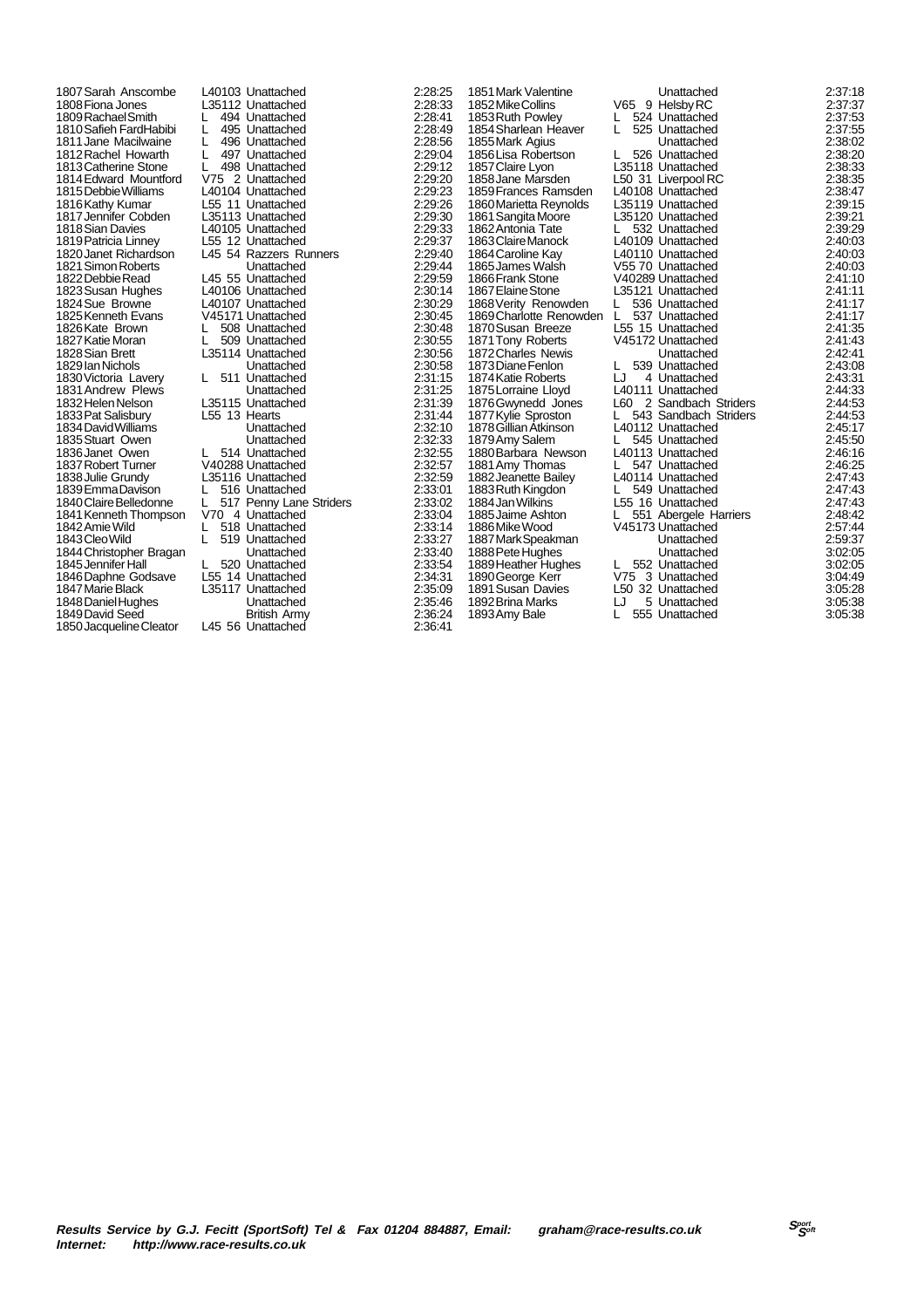| Pos | Name | Cat | Club | Time |
|---|---|---|---|---|
| 1807 | Sarah Anscombe | L40103 | Unattached | 2:28:25 |
| 1808 | Fiona Jones | L35112 | Unattached | 2:28:33 |
| 1809 | Rachael Smith | L 494 | Unattached | 2:28:41 |
| 1810 | Safieh FardHabibi | L 495 | Unattached | 2:28:49 |
| 1811 | Jane Macilwaine | L 496 | Unattached | 2:28:56 |
| 1812 | Rachel Howarth | L 497 | Unattached | 2:29:04 |
| 1813 | Catherine Stone | L 498 | Unattached | 2:29:12 |
| 1814 | Edward Mountford | V75 2 | Unattached | 2:29:20 |
| 1815 | Debbie Williams | L40104 | Unattached | 2:29:23 |
| 1816 | Kathy Kumar | L55 11 | Unattached | 2:29:26 |
| 1817 | Jennifer Cobden | L35113 | Unattached | 2:29:30 |
| 1818 | Sian Davies | L40105 | Unattached | 2:29:33 |
| 1819 | Patricia Linney | L55 12 | Unattached | 2:29:37 |
| 1820 | Janet Richardson | L45 54 | Razzers Runners | 2:29:40 |
| 1821 | Simon Roberts | | Unattached | 2:29:44 |
| 1822 | Debbie Read | L45 55 | Unattached | 2:29:59 |
| 1823 | Susan Hughes | L40106 | Unattached | 2:30:14 |
| 1824 | Sue Browne | L40107 | Unattached | 2:30:29 |
| 1825 | Kenneth Evans | V45171 | Unattached | 2:30:45 |
| 1826 | Kate Brown | L 508 | Unattached | 2:30:48 |
| 1827 | Katie Moran | L 509 | Unattached | 2:30:55 |
| 1828 | Sian Brett | L35114 | Unattached | 2:30:56 |
| 1829 | Ian Nichols | | Unattached | 2:30:58 |
| 1830 | Victoria Lavery | L 511 | Unattached | 2:31:15 |
| 1831 | Andrew Plews | | Unattached | 2:31:25 |
| 1832 | Helen Nelson | L35115 | Unattached | 2:31:39 |
| 1833 | Pat Salisbury | L55 13 | Hearts | 2:31:44 |
| 1834 | David Williams | | Unattached | 2:32:10 |
| 1835 | Stuart Owen | | Unattached | 2:32:33 |
| 1836 | Janet Owen | L 514 | Unattached | 2:32:55 |
| 1837 | Robert Turner | V40288 | Unattached | 2:32:57 |
| 1838 | Julie Grundy | L35116 | Unattached | 2:32:59 |
| 1839 | Emma Davison | L 516 | Unattached | 2:33:01 |
| 1840 | Claire Belledonne | L 517 | Penny Lane Striders | 2:33:02 |
| 1841 | Kenneth Thompson | V70 4 | Unattached | 2:33:04 |
| 1842 | Amie Wild | L 518 | Unattached | 2:33:14 |
| 1843 | Cleo Wild | L 519 | Unattached | 2:33:27 |
| 1844 | Christopher Bragan | | Unattached | 2:33:40 |
| 1845 | Jennifer Hall | L 520 | Unattached | 2:33:54 |
| 1846 | Daphne Godsave | L55 14 | Unattached | 2:34:31 |
| 1847 | Marie Black | L35117 | Unattached | 2:35:09 |
| 1848 | Daniel Hughes | | Unattached | 2:35:46 |
| 1849 | David Seed | | British Army | 2:36:24 |
| 1850 | Jacqueline Cleator | L45 56 | Unattached | 2:36:41 |
| 1851 | Mark Valentine | | Unattached | 2:37:18 |
| 1852 | Mike Collins | V65 9 | Helsby RC | 2:37:37 |
| 1853 | Ruth Powley | L 524 | Unattached | 2:37:53 |
| 1854 | Sharlean Heaver | L 525 | Unattached | 2:37:55 |
| 1855 | Mark Agius | | Unattached | 2:38:02 |
| 1856 | Lisa Robertson | L 526 | Unattached | 2:38:20 |
| 1857 | Claire Lyon | L35118 | Unattached | 2:38:33 |
| 1858 | Jane Marsden | L50 31 | Liverpool RC | 2:38:35 |
| 1859 | Frances Ramsden | L40108 | Unattached | 2:38:47 |
| 1860 | Marietta Reynolds | L35119 | Unattached | 2:39:15 |
| 1861 | Sangita Moore | L35120 | Unattached | 2:39:21 |
| 1862 | Antonia Tate | L 532 | Unattached | 2:39:29 |
| 1863 | Claire Manock | L40109 | Unattached | 2:40:03 |
| 1864 | Caroline Kay | L40110 | Unattached | 2:40:03 |
| 1865 | James Walsh | V55 70 | Unattached | 2:40:03 |
| 1866 | Frank Stone | V40289 | Unattached | 2:41:10 |
| 1867 | Elaine Stone | L35121 | Unattached | 2:41:11 |
| 1868 | Verity Renowden | L 536 | Unattached | 2:41:17 |
| 1869 | Charlotte Renowden | L 537 | Unattached | 2:41:17 |
| 1870 | Susan Breeze | L55 15 | Unattached | 2:41:35 |
| 1871 | Tony Roberts | V45172 | Unattached | 2:41:43 |
| 1872 | Charles Newis | | Unattached | 2:42:41 |
| 1873 | Diane Fenlon | L 539 | Unattached | 2:43:08 |
| 1874 | Katie Roberts | LJ 4 | Unattached | 2:43:31 |
| 1875 | Lorraine Lloyd | L40111 | Unattached | 2:44:33 |
| 1876 | Gwynedd Jones | L60 2 | Sandbach Striders | 2:44:53 |
| 1877 | Kylie Sproston | L 543 | Sandbach Striders | 2:44:53 |
| 1878 | Gillian Atkinson | L40112 | Unattached | 2:45:17 |
| 1879 | Amy Salem | L 545 | Unattached | 2:45:50 |
| 1880 | Barbara Newson | L40113 | Unattached | 2:46:16 |
| 1881 | Amy Thomas | L 547 | Unattached | 2:46:25 |
| 1882 | Jeanette Bailey | L40114 | Unattached | 2:47:43 |
| 1883 | Ruth Kingdon | L 549 | Unattached | 2:47:43 |
| 1884 | Jan Wilkins | L55 16 | Unattached | 2:47:43 |
| 1885 | Jaime Ashton | L 551 | Abergele Harriers | 2:48:42 |
| 1886 | Mike Wood | V45173 | Unattached | 2:57:44 |
| 1887 | Mark Speakman | | Unattached | 2:59:37 |
| 1888 | Pete Hughes | | Unattached | 3:02:05 |
| 1889 | Heather Hughes | L 552 | Unattached | 3:02:05 |
| 1890 | George Kerr | V75 3 | Unattached | 3:04:49 |
| 1891 | Susan Davies | L50 32 | Unattached | 3:05:28 |
| 1892 | Brina Marks | LJ 5 | Unattached | 3:05:38 |
| 1893 | Amy Bale | L 555 | Unattached | 3:05:38 |

***Results Service by G.J. Fecitt (SportSoft) Tel & Fax 01204 884887, Email: graham@race-results.co.uk***
***Internet: http://www.race-results.co.uk***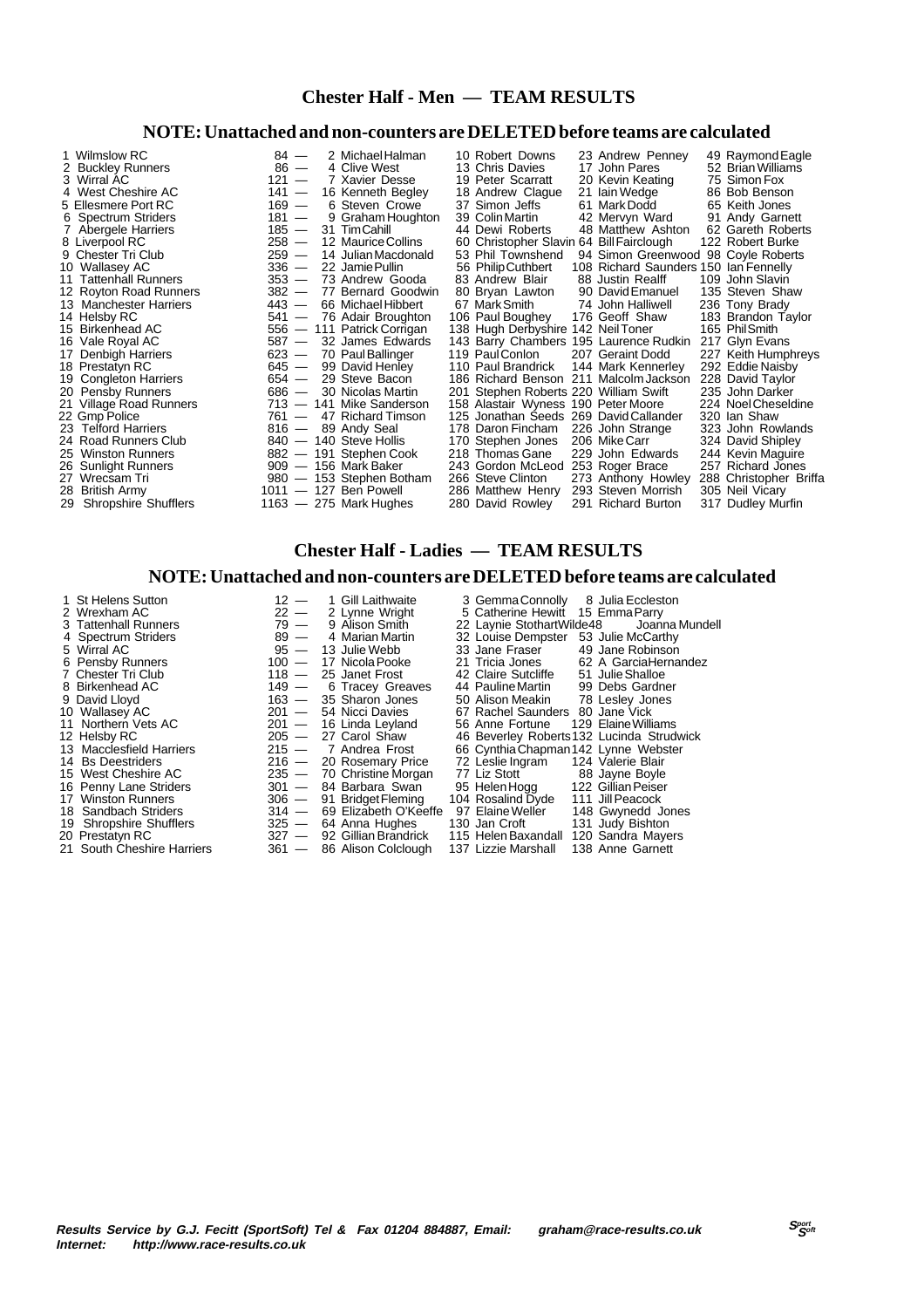## Chester Half - Men — TEAM RESULTS

### NOTE: Unattached and non-counters are DELETED before teams are calculated

| | | | | | | | |
|---|---|---|---|---|---|---|---|
| 1 | Wilmslow RC | 84 — | 2 Michael Halman | 10 Robert Downs | 23 Andrew Penney | 49 Raymond Eagle |
| 2 | Buckley Runners | 86 — | 4 Clive West | 13 Chris Davies | 17 John Pares | 52 Brian Williams |
| 3 | Wirral AC | 121 — | 7 Xavier Desse | 19 Peter Scarratt | 20 Kevin Keating | 75 Simon Fox |
| 4 | West Cheshire AC | 141 — | 16 Kenneth Begley | 18 Andrew Clague | 21 Iain Wedge | 86 Bob Benson |
| 5 | Ellesmere Port RC | 169 — | 6 Steven Crowe | 37 Simon Jeffs | 61 Mark Dodd | 65 Keith Jones |
| 6 | Spectrum Striders | 181 — | 9 Graham Houghton | 39 Colin Martin | 42 Mervyn Ward | 91 Andy Garnett |
| 7 | Abergele Harriers | 185 — | 31 Tim Cahill | 44 Dewi Roberts | 48 Matthew Ashton | 62 Gareth Roberts |
| 8 | Liverpool RC | 258 — | 12 Maurice Collins | 60 Christopher Slavin | 64 Bill Fairclough | 122 Robert Burke |
| 9 | Chester Tri Club | 259 — | 14 Julian Macdonald | 53 Phil Townshend | 94 Simon Greenwood | 98 Coyle Roberts |
| 10 | Wallasey AC | 336 — | 22 Jamie Pullin | 56 Philip Cuthbert | 108 Richard Saunders | 150 Ian Fennelly |
| 11 | Tattenhall Runners | 353 — | 73 Andrew Gooda | 83 Andrew Blair | 88 Justin Realff | 109 John Slavin |
| 12 | Royton Road Runners | 382 — | 77 Bernard Goodwin | 80 Bryan Lawton | 90 David Emanuel | 135 Steven Shaw |
| 13 | Manchester Harriers | 443 — | 66 Michael Hibbert | 67 Mark Smith | 74 John Halliwell | 236 Tony Brady |
| 14 | Helsby RC | 541 — | 76 Adair Broughton | 106 Paul Boughey | 176 Geoff Shaw | 183 Brandon Taylor |
| 15 | Birkenhead AC | 556 — | 111 Patrick Corrigan | 138 Hugh Derbyshire | 142 Neil Toner | 165 Phil Smith |
| 16 | Vale Royal AC | 587 — | 32 James Edwards | 143 Barry Chambers | 195 Laurence Rudkin | 217 Glyn Evans |
| 17 | Denbigh Harriers | 623 — | 70 Paul Ballinger | 119 Paul Conlon | 207 Geraint Dodd | 227 Keith Humphreys |
| 18 | Prestatyn RC | 645 — | 99 David Henley | 110 Paul Brandrick | 144 Mark Kennerley | 292 Eddie Naisby |
| 19 | Congleton Harriers | 654 — | 29 Steve Bacon | 186 Richard Benson | 211 Malcolm Jackson | 228 David Taylor |
| 20 | Pensby Runners | 686 — | 30 Nicolas Martin | 201 Stephen Roberts | 220 William Swift | 235 John Darker |
| 21 | Village Road Runners | 713 — | 141 Mike Sanderson | 158 Alastair Wyness | 190 Peter Moore | 224 Noel Cheseldine |
| 22 | Gmp Police | 761 — | 47 Richard Timson | 125 Jonathan Seeds | 269 David Callander | 320 Ian Shaw |
| 23 | Telford Harriers | 816 — | 89 Andy Seal | 178 Daron Fincham | 226 John Strange | 323 John Rowlands |
| 24 | Road Runners Club | 840 — | 140 Steve Hollis | 170 Stephen Jones | 206 Mike Carr | 324 David Shipley |
| 25 | Winston Runners | 882 — | 191 Stephen Cook | 218 Thomas Gane | 229 John Edwards | 244 Kevin Maguire |
| 26 | Sunlight Runners | 909 — | 156 Mark Baker | 243 Gordon McLeod | 253 Roger Brace | 257 Richard Jones |
| 27 | Wrecsam Tri | 980 — | 153 Stephen Botham | 266 Steve Clinton | 273 Anthony Howley | 288 Christopher Briffa |
| 28 | British Army | 1011 — | 127 Ben Powell | 286 Matthew Henry | 293 Steven Morrish | 305 Neil Vicary |
| 29 | Shropshire Shufflers | 1163 — | 275 Mark Hughes | 280 David Rowley | 291 Richard Burton | 317 Dudley Murfin |

## Chester Half - Ladies — TEAM RESULTS

### NOTE: Unattached and non-counters are DELETED before teams are calculated

| | | | | | |
|---|---|---|---|---|---|
| 1 | St Helens Sutton | 12 — | 1 Gill Laithwaite | 3 Gemma Connolly | 8 Julia Eccleston |
| 2 | Wrexham AC | 22 — | 2 Lynne Wright | 5 Catherine Hewitt | 15 Emma Parry |
| 3 | Tattenhall Runners | 79 — | 9 Alison Smith | 22 Laynie StothartWilde | 48 Joanna Mundell |
| 4 | Spectrum Striders | 89 — | 4 Marian Martin | 32 Louise Dempster | 53 Julie McCarthy |
| 5 | Wirral AC | 95 — | 13 Julie Webb | 33 Jane Fraser | 49 Jane Robinson |
| 6 | Pensby Runners | 100 — | 17 Nicola Pooke | 21 Tricia Jones | 62 A GarciaHernandez |
| 7 | Chester Tri Club | 118 — | 25 Janet Frost | 42 Claire Sutcliffe | 51 Julie Shalloe |
| 8 | Birkenhead AC | 149 — | 6 Tracey Greaves | 44 Pauline Martin | 99 Debs Gardner |
| 9 | David Lloyd | 163 — | 35 Sharon Jones | 50 Alison Meakin | 78 Lesley Jones |
| 10 | Wallasey AC | 201 — | 54 Nicci Davies | 67 Rachel Saunders | 80 Jane Vick |
| 11 | Northern Vets AC | 201 — | 16 Linda Leyland | 56 Anne Fortune | 129 Elaine Williams |
| 12 | Helsby RC | 205 — | 27 Carol Shaw | 46 Beverley Roberts | 132 Lucinda Strudwick |
| 13 | Macclesfield Harriers | 215 — | 7 Andrea Frost | 66 Cynthia Chapman | 142 Lynne Webster |
| 14 | Bs Deestriders | 216 — | 20 Rosemary Price | 72 Leslie Ingram | 124 Valerie Blair |
| 15 | West Cheshire AC | 235 — | 70 Christine Morgan | 77 Liz Stott | 88 Jayne Boyle |
| 16 | Penny Lane Striders | 301 — | 84 Barbara Swan | 95 Helen Hogg | 122 Gillian Peiser |
| 17 | Winston Runners | 306 — | 91 Bridget Fleming | 104 Rosalind Dyde | 111 Jill Peacock |
| 18 | Sandbach Striders | 314 — | 69 Elizabeth O'Keeffe | 97 Elaine Weller | 148 Gwynedd Jones |
| 19 | Shropshire Shufflers | 325 — | 64 Anna Hughes | 130 Jan Croft | 131 Judy Bishton |
| 20 | Prestatyn RC | 327 — | 92 Gillian Brandrick | 115 Helen Baxandall | 120 Sandra Mayers |
| 21 | South Cheshire Harriers | 361 — | 86 Alison Colclough | 137 Lizzie Marshall | 138 Anne Garnett |

***Results Service by G.J. Fecitt (SportSoft) Tel & Fax 01204 884887, Email: graham@race-results.co.uk***
***Internet: http://www.race-results.co.uk***